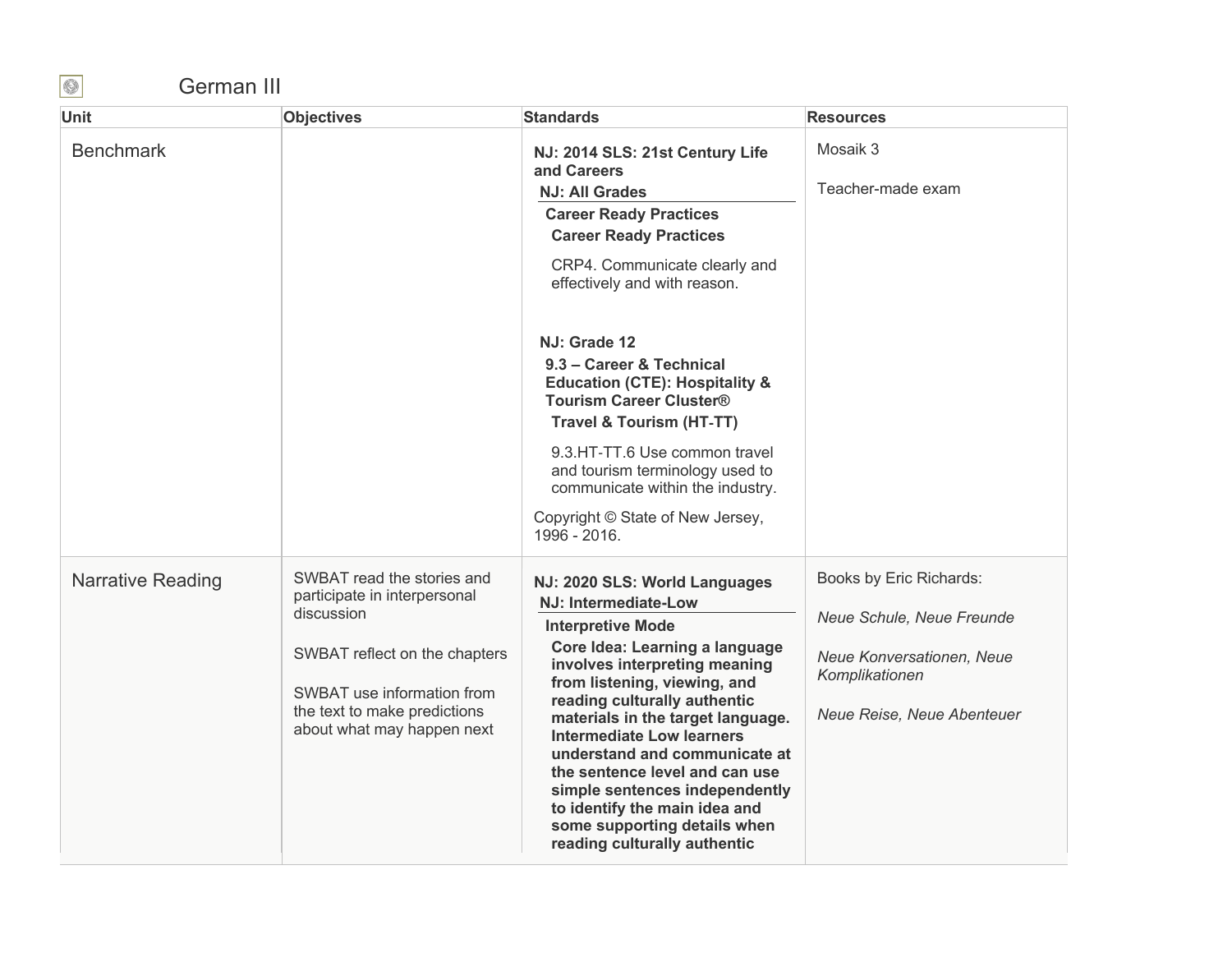# German III

| Unit | Objectives | Standards | Resources |
| --- | --- | --- | --- |
| Benchmark | | **NJ: 2014 SLS: 21st Century Life and Careers**<br>**NJ: All Grades**<br>**Career Ready Practices**<br>**Career Ready Practices**<br>CRP4. Communicate clearly and effectively and with reason.<br><br>**NJ: Grade 12**<br>**9.3 – Career & Technical Education (CTE): Hospitality & Tourism Career Cluster®**<br>**Travel & Tourism (HT-TT)**<br>9.3.HT-TT.6 Use common travel and tourism terminology used to communicate within the industry.<br><br>Copyright © State of New Jersey, 1996 - 2016. | Mosaik 3<br><br>Teacher-made exam |
| Narrative Reading | SWBAT read the stories and participate in interpersonal discussion<br><br>SWBAT reflect on the chapters<br><br>SWBAT use information from the text to make predictions about what may happen next | **NJ: 2020 SLS: World Languages**<br>**NJ: Intermediate-Low**<br>**Interpretive Mode**<br>**Core Idea: Learning a language involves interpreting meaning from listening, viewing, and reading culturally authentic materials in the target language. Intermediate Low learners understand and communicate at the sentence level and can use simple sentences independently to identify the main idea and some supporting details when reading culturally authentic** | Books by Eric Richards:<br><br>*Neue Schule, Neue Freunde*<br><br>*Neue Konversationen, Neue Komplikationen*<br><br>*Neue Reise, Neue Abenteuer* |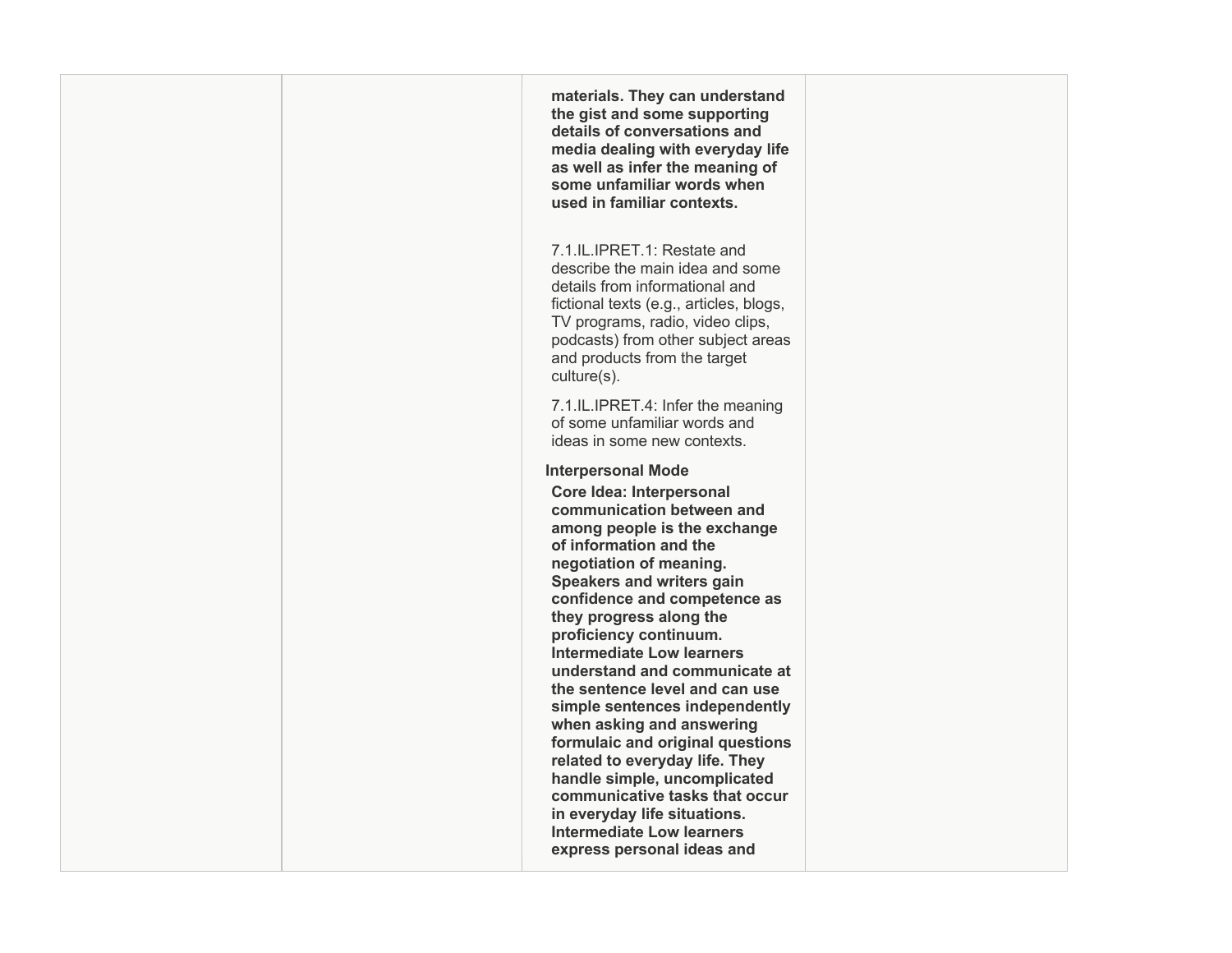| | | | |
|---|---|---|---|
| | | **materials. They can understand the gist and some supporting details of conversations and media dealing with everyday life as well as infer the meaning of some unfamiliar words when used in familiar contexts.**<br><br>7.1.IL.IPRET.1: Restate and describe the main idea and some details from informational and fictional texts (e.g., articles, blogs, TV programs, radio, video clips, podcasts) from other subject areas and products from the target culture(s).<br><br>7.1.IL.IPRET.4: Infer the meaning of some unfamiliar words and ideas in some new contexts.<br><br>**Interpersonal Mode**<br><br>**Core Idea: Interpersonal communication between and among people is the exchange of information and the negotiation of meaning. Speakers and writers gain confidence and competence as they progress along the proficiency continuum. Intermediate Low learners understand and communicate at the sentence level and can use simple sentences independently when asking and answering formulaic and original questions related to everyday life. They handle simple, uncomplicated communicative tasks that occur in everyday life situations. Intermediate Low learners express personal ideas and** | |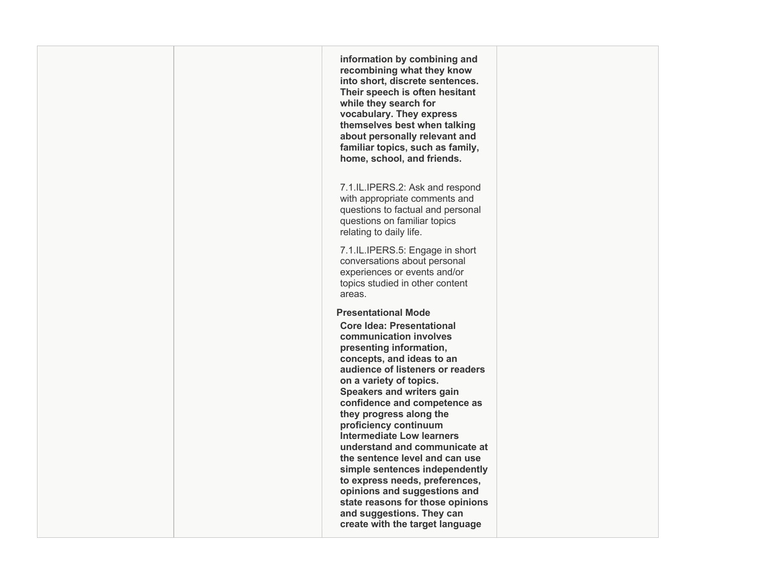| | | | |
|---|---|---|---|
| | | **information by combining and recombining what they know into short, discrete sentences. Their speech is often hesitant while they search for vocabulary. They express themselves best when talking about personally relevant and familiar topics, such as family, home, school, and friends.**<br><br>7.1.IL.IPERS.2: Ask and respond with appropriate comments and questions to factual and personal questions on familiar topics relating to daily life.<br><br>7.1.IL.IPERS.5: Engage in short conversations about personal experiences or events and/or topics studied in other content areas.<br><br>**Presentational Mode**<br>**Core Idea: Presentational communication involves presenting information, concepts, and ideas to an audience of listeners or readers on a variety of topics. Speakers and writers gain confidence and competence as they progress along the proficiency continuum Intermediate Low learners understand and communicate at the sentence level and can use simple sentences independently to express needs, preferences, opinions and suggestions and state reasons for those opinions and suggestions. They can create with the target language** | |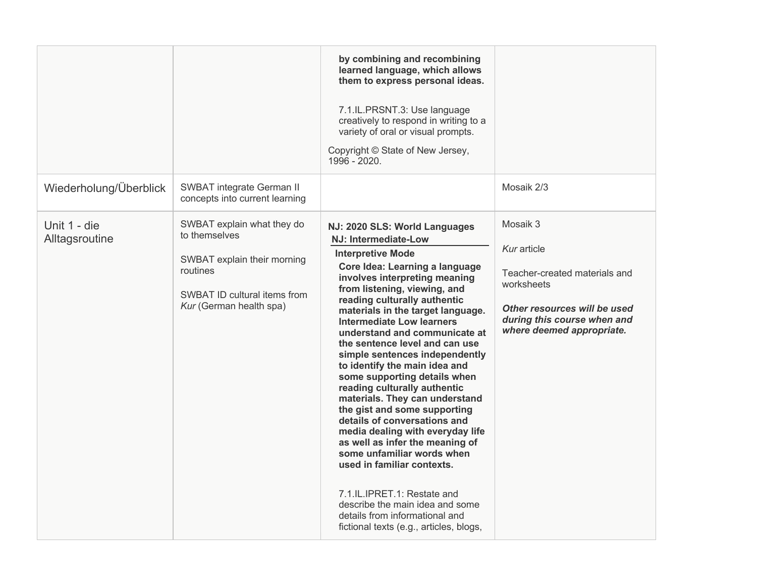| | | | |
|---|---|---|---|
| | | **by combining and recombining learned language, which allows them to express personal ideas.**<br><br>7.1.IL.PRSNT.3: Use language creatively to respond in writing to a variety of oral or visual prompts.<br><br>Copyright © State of New Jersey, 1996 - 2020. | |
| Wiederholung/Überblick | SWBAT integrate German II concepts into current learning | | Mosaik 2/3 |
| Unit 1 - die Alltagsroutine | SWBAT explain what they do to themselves<br><br>SWBAT explain their morning routines<br><br>SWBAT ID cultural items from *Kur* (German health spa) | **NJ: 2020 SLS: World Languages**<br>**NJ: Intermediate-Low**<br>**Interpretive Mode**<br>**Core Idea: Learning a language involves interpreting meaning from listening, viewing, and reading culturally authentic materials in the target language. Intermediate Low learners understand and communicate at the sentence level and can use simple sentences independently to identify the main idea and some supporting details when reading culturally authentic materials. They can understand the gist and some supporting details of conversations and media dealing with everyday life as well as infer the meaning of some unfamiliar words when used in familiar contexts.**<br><br>7.1.IL.IPRET.1: Restate and describe the main idea and some details from informational and fictional texts (e.g., articles, blogs, | Mosaik 3<br><br>*Kur* article<br><br>Teacher-created materials and worksheets<br><br>***Other resources will be used during this course when and where deemed appropriate.*** |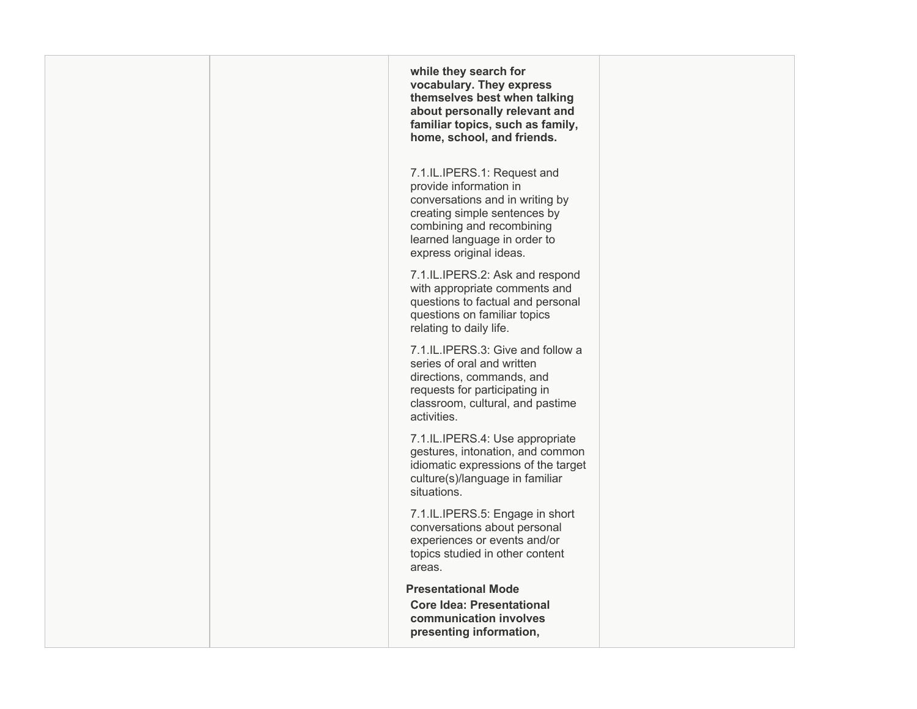| | | | |
|---|---|---|---|
| | | **while they search for vocabulary. They express themselves best when talking about personally relevant and familiar topics, such as family, home, school, and friends.**<br><br>7.1.IL.IPERS.1: Request and provide information in conversations and in writing by creating simple sentences by combining and recombining learned language in order to express original ideas.<br><br>7.1.IL.IPERS.2: Ask and respond with appropriate comments and questions to factual and personal questions on familiar topics relating to daily life.<br><br>7.1.IL.IPERS.3: Give and follow a series of oral and written directions, commands, and requests for participating in classroom, cultural, and pastime activities.<br><br>7.1.IL.IPERS.4: Use appropriate gestures, intonation, and common idiomatic expressions of the target culture(s)/language in familiar situations.<br><br>7.1.IL.IPERS.5: Engage in short conversations about personal experiences or events and/or topics studied in other content areas.<br><br>**Presentational Mode**<br>**Core Idea: Presentational communication involves presenting information,** | |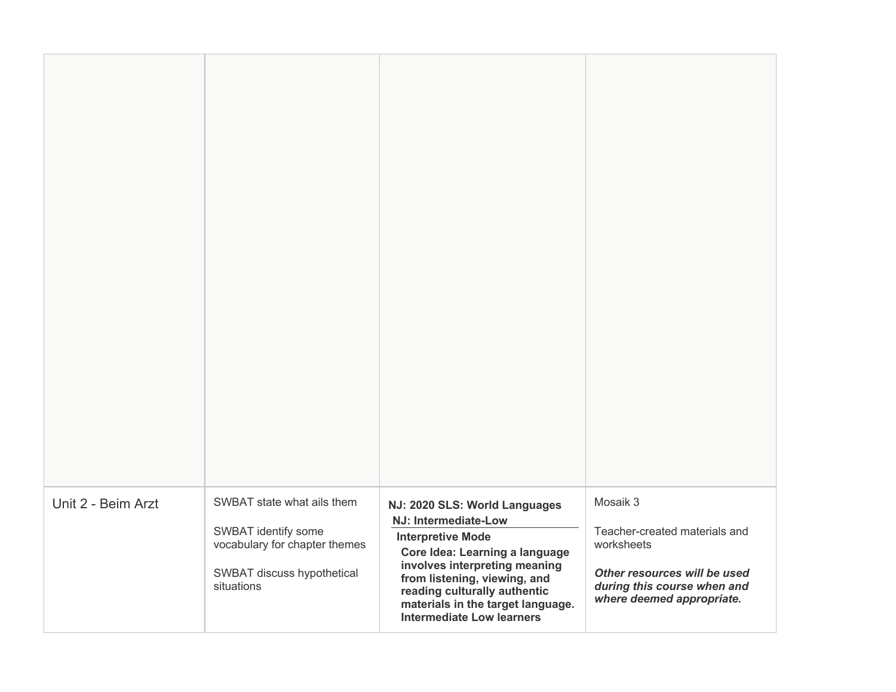|  |  |  |  |
|---|---|---|---|
|  |  |  |  |
| Unit 2 - Beim Arzt | SWBAT state what ails them<br><br>SWBAT identify some vocabulary for chapter themes<br><br>SWBAT discuss hypothetical situations | **NJ: 2020 SLS: World Languages**<br>**NJ: Intermediate-Low**<br>**Interpretive Mode**<br>**Core Idea: Learning a language involves interpreting meaning from listening, viewing, and reading culturally authentic materials in the target language. Intermediate Low learners** | Mosaik 3<br><br>Teacher-created materials and worksheets<br><br>***Other resources will be used during this course when and where deemed appropriate.*** |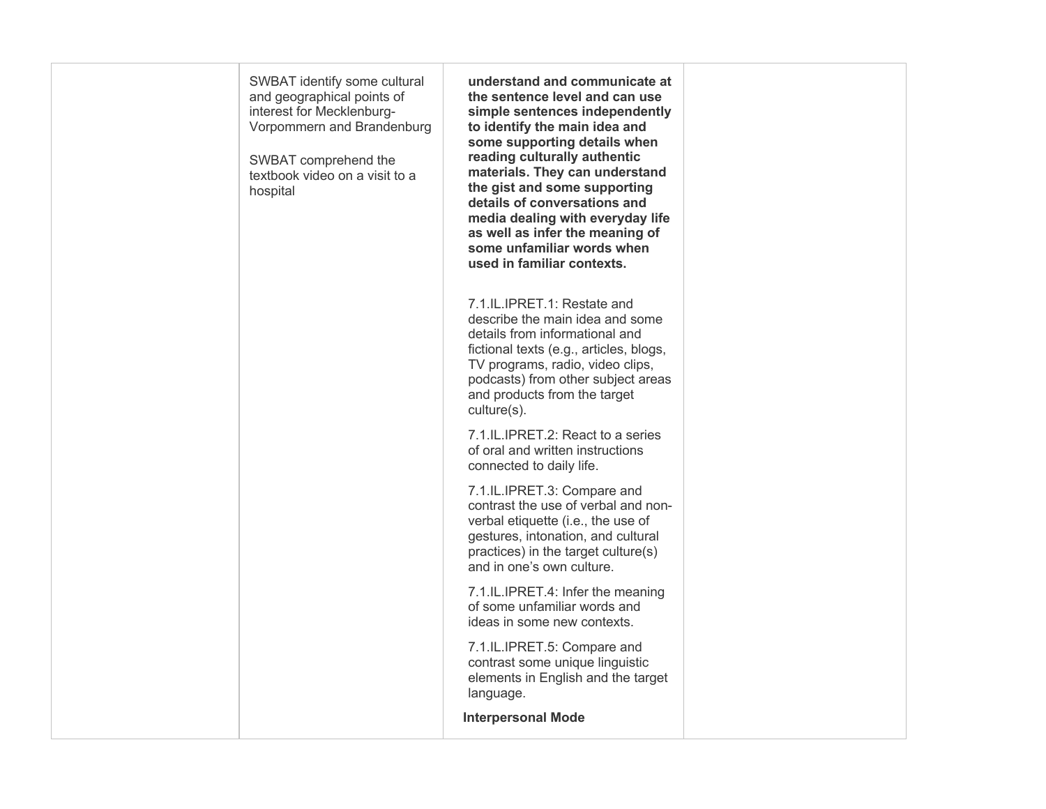| | | | |
|---|---|---|---|
| | SWBAT identify some cultural and geographical points of interest for Mecklenburg-Vorpommern and Brandenburg<br><br>SWBAT comprehend the textbook video on a visit to a hospital | **understand and communicate at the sentence level and can use simple sentences independently to identify the main idea and some supporting details when reading culturally authentic materials. They can understand the gist and some supporting details of conversations and media dealing with everyday life as well as infer the meaning of some unfamiliar words when used in familiar contexts.**<br><br>7.1.IL.IPRET.1: Restate and describe the main idea and some details from informational and fictional texts (e.g., articles, blogs, TV programs, radio, video clips, podcasts) from other subject areas and products from the target culture(s).<br><br>7.1.IL.IPRET.2: React to a series of oral and written instructions connected to daily life.<br><br>7.1.IL.IPRET.3: Compare and contrast the use of verbal and non-verbal etiquette (i.e., the use of gestures, intonation, and cultural practices) in the target culture(s) and in one's own culture.<br><br>7.1.IL.IPRET.4: Infer the meaning of some unfamiliar words and ideas in some new contexts.<br><br>7.1.IL.IPRET.5: Compare and contrast some unique linguistic elements in English and the target language.<br><br>**Interpersonal Mode** | |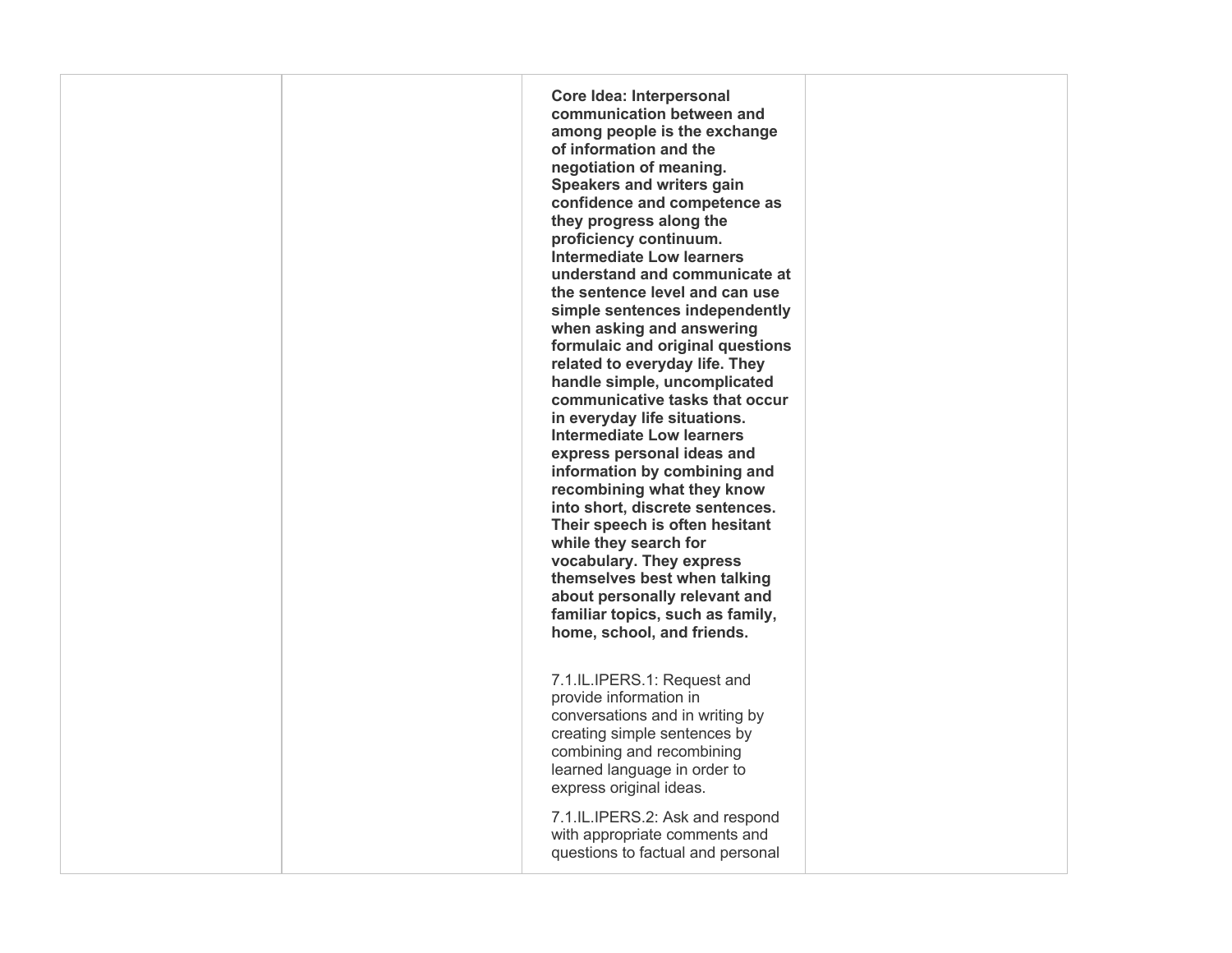| | | | |
|---|---|---|---|
| | | **Core Idea: Interpersonal communication between and among people is the exchange of information and the negotiation of meaning. Speakers and writers gain confidence and competence as they progress along the proficiency continuum. Intermediate Low learners understand and communicate at the sentence level and can use simple sentences independently when asking and answering formulaic and original questions related to everyday life. They handle simple, uncomplicated communicative tasks that occur in everyday life situations. Intermediate Low learners express personal ideas and information by combining and recombining what they know into short, discrete sentences. Their speech is often hesitant while they search for vocabulary. They express themselves best when talking about personally relevant and familiar topics, such as family, home, school, and friends.**<br><br>7.1.IL.IPERS.1: Request and provide information in conversations and in writing by creating simple sentences by combining and recombining learned language in order to express original ideas.<br><br>7.1.IL.IPERS.2: Ask and respond with appropriate comments and questions to factual and personal | |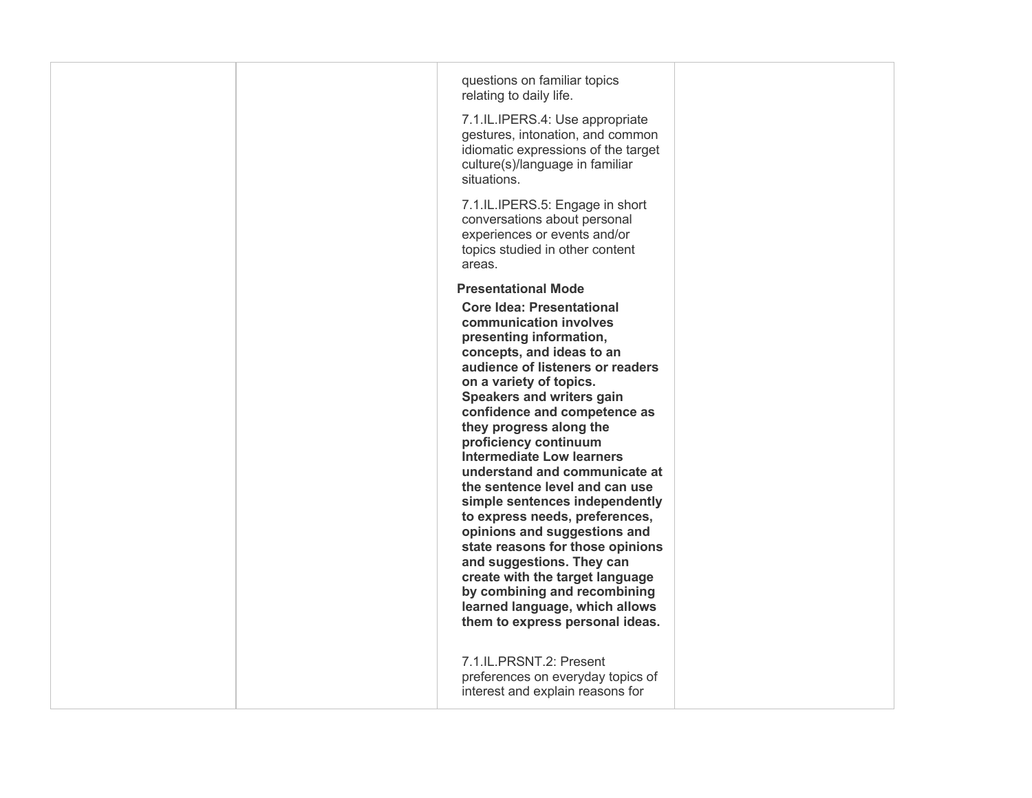| | | | |
|---|---|---|---|
| | | questions on familiar topics relating to daily life.<br><br>7.1.IL.IPERS.4: Use appropriate gestures, intonation, and common idiomatic expressions of the target culture(s)/language in familiar situations.<br><br>7.1.IL.IPERS.5: Engage in short conversations about personal experiences or events and/or topics studied in other content areas.<br><br>**Presentational Mode**<br><br>**Core Idea: Presentational communication involves presenting information, concepts, and ideas to an audience of listeners or readers on a variety of topics. Speakers and writers gain confidence and competence as they progress along the proficiency continuum Intermediate Low learners understand and communicate at the sentence level and can use simple sentences independently to express needs, preferences, opinions and suggestions and state reasons for those opinions and suggestions. They can create with the target language by combining and recombining learned language, which allows them to express personal ideas.**<br><br>7.1.IL.PRSNT.2: Present preferences on everyday topics of interest and explain reasons for | |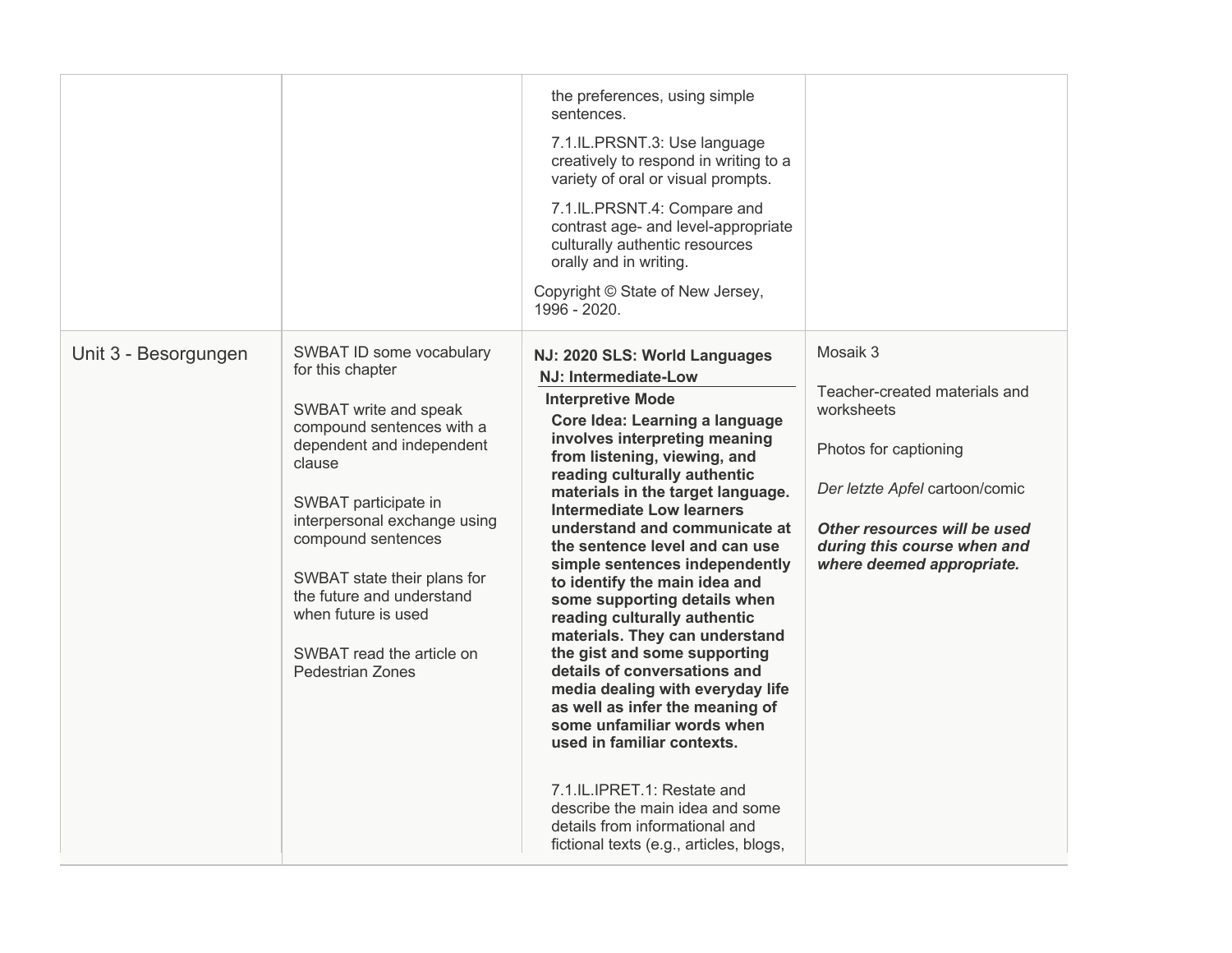| | | | |
|---|---|---|---|
| | | the preferences, using simple sentences.<br><br>7.1.IL.PRSNT.3: Use language creatively to respond in writing to a variety of oral or visual prompts.<br><br>7.1.IL.PRSNT.4: Compare and contrast age- and level-appropriate culturally authentic resources orally and in writing.<br><br>Copyright © State of New Jersey, 1996 - 2020. | |
| Unit 3 - Besorgungen | SWBAT ID some vocabulary for this chapter<br><br>SWBAT write and speak compound sentences with a dependent and independent clause<br><br>SWBAT participate in interpersonal exchange using compound sentences<br><br>SWBAT state their plans for the future and understand when future is used<br><br>SWBAT read the article on Pedestrian Zones | **NJ: 2020 SLS: World Languages**<br>**NJ: Intermediate-Low**<br>**Interpretive Mode**<br>**Core Idea: Learning a language involves interpreting meaning from listening, viewing, and reading culturally authentic materials in the target language. Intermediate Low learners understand and communicate at the sentence level and can use simple sentences independently to identify the main idea and some supporting details when reading culturally authentic materials. They can understand the gist and some supporting details of conversations and media dealing with everyday life as well as infer the meaning of some unfamiliar words when used in familiar contexts.**<br><br>7.1.IL.IPRET.1: Restate and describe the main idea and some details from informational and fictional texts (e.g., articles, blogs, | Mosaik 3<br><br>Teacher-created materials and worksheets<br><br>Photos for captioning<br><br>*Der letzte Apfel* cartoon/comic<br><br>***Other resources will be used during this course when and where deemed appropriate.*** |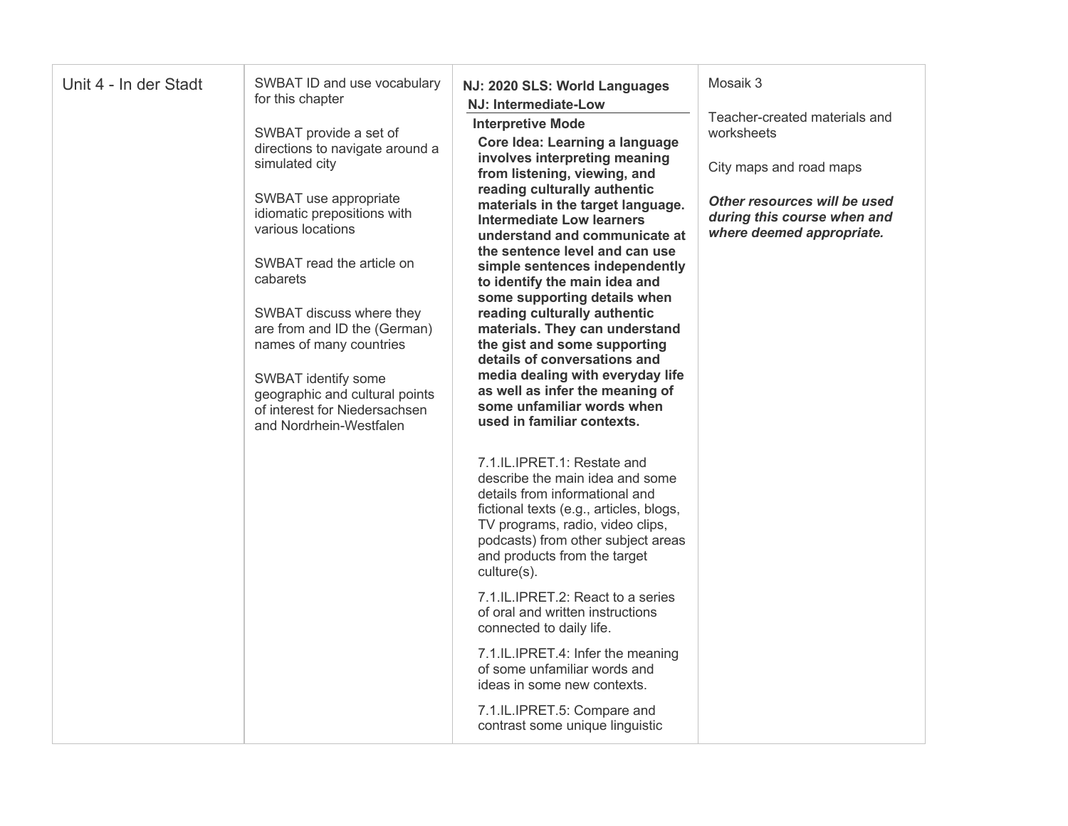| | | | |
|---|---|---|---|
| Unit 4 - In der Stadt | SWBAT ID and use vocabulary for this chapter<br><br>SWBAT provide a set of directions to navigate around a simulated city<br><br>SWBAT use appropriate idiomatic prepositions with various locations<br><br>SWBAT read the article on cabarets<br><br>SWBAT discuss where they are from and ID the (German) names of many countries<br><br>SWBAT identify some geographic and cultural points of interest for Niedersachsen and Nordrhein-Westfalen | **NJ: 2020 SLS: World Languages**<br>**NJ: Intermediate-Low**<br>**Interpretive Mode**<br>**Core Idea: Learning a language involves interpreting meaning from listening, viewing, and reading culturally authentic materials in the target language. Intermediate Low learners understand and communicate at the sentence level and can use simple sentences independently to identify the main idea and some supporting details when reading culturally authentic materials. They can understand the gist and some supporting details of conversations and media dealing with everyday life as well as infer the meaning of some unfamiliar words when used in familiar contexts.**<br><br>7.1.IL.IPRET.1: Restate and describe the main idea and some details from informational and fictional texts (e.g., articles, blogs, TV programs, radio, video clips, podcasts) from other subject areas and products from the target culture(s).<br><br>7.1.IL.IPRET.2: React to a series of oral and written instructions connected to daily life.<br><br>7.1.IL.IPRET.4: Infer the meaning of some unfamiliar words and ideas in some new contexts.<br><br>7.1.IL.IPRET.5: Compare and contrast some unique linguistic | Mosaik 3<br><br>Teacher-created materials and worksheets<br><br>City maps and road maps<br><br>***Other resources will be used during this course when and where deemed appropriate.*** |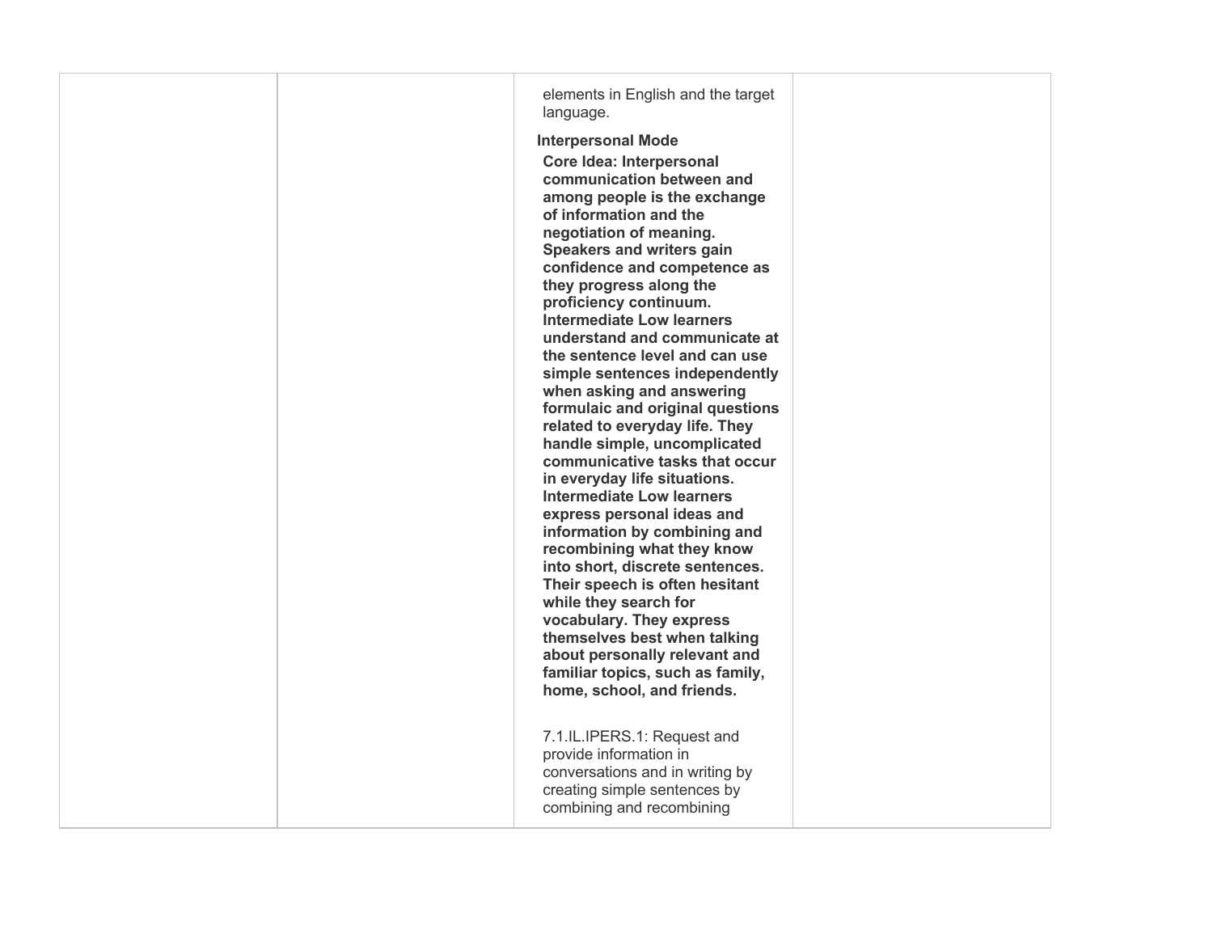| | | | |
|---|---|---|---|
| | | elements in English and the target language.<br><br>**Interpersonal Mode**<br>**Core Idea: Interpersonal communication between and among people is the exchange of information and the negotiation of meaning. Speakers and writers gain confidence and competence as they progress along the proficiency continuum. Intermediate Low learners understand and communicate at the sentence level and can use simple sentences independently when asking and answering formulaic and original questions related to everyday life. They handle simple, uncomplicated communicative tasks that occur in everyday life situations. Intermediate Low learners express personal ideas and information by combining and recombining what they know into short, discrete sentences. Their speech is often hesitant while they search for vocabulary. They express themselves best when talking about personally relevant and familiar topics, such as family, home, school, and friends.**<br><br>7.1.IL.IPERS.1: Request and provide information in conversations and in writing by creating simple sentences by combining and recombining | |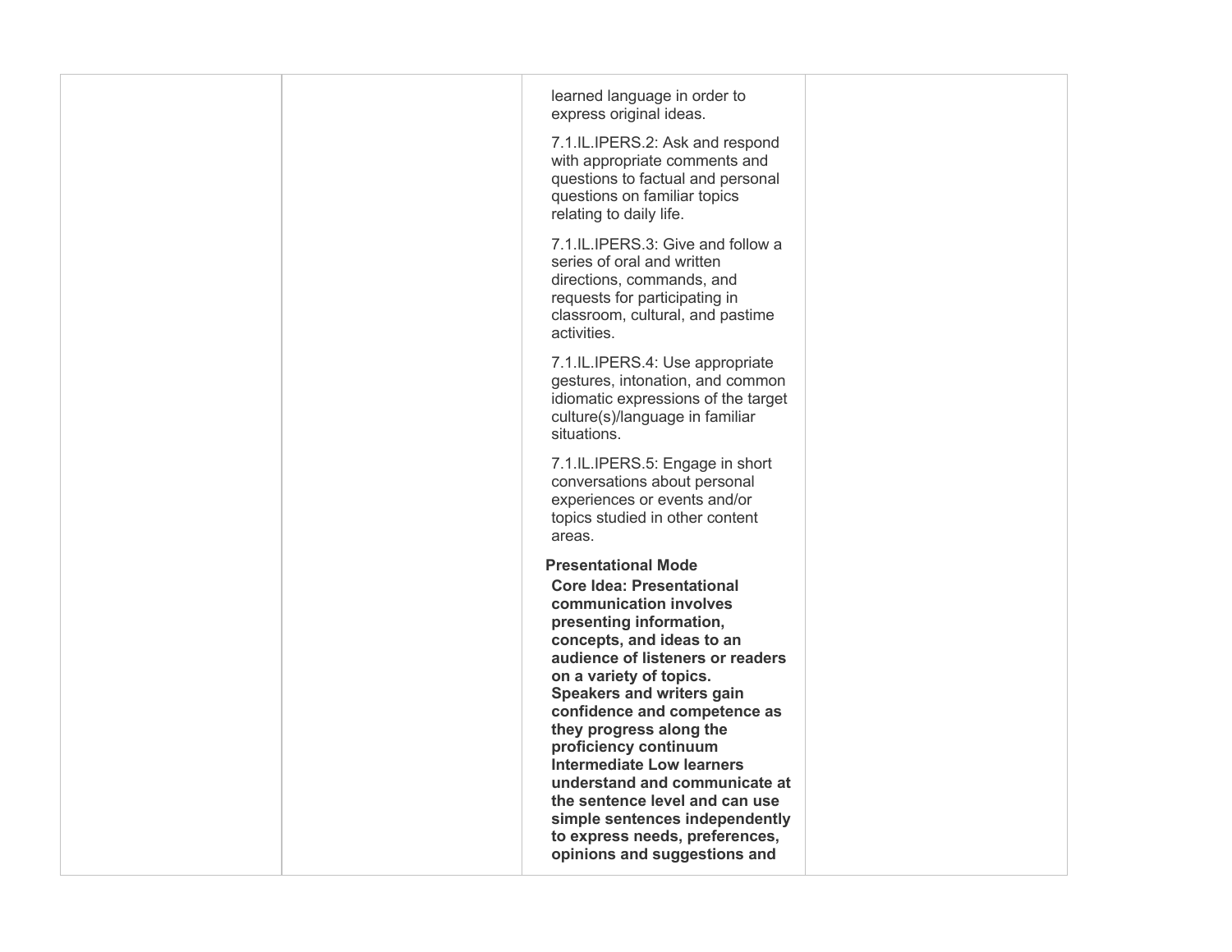| | | | |
|---|---|---|---|
| | | learned language in order to express original ideas.<br><br>7.1.IL.IPERS.2: Ask and respond with appropriate comments and questions to factual and personal questions on familiar topics relating to daily life.<br><br>7.1.IL.IPERS.3: Give and follow a series of oral and written directions, commands, and requests for participating in classroom, cultural, and pastime activities.<br><br>7.1.IL.IPERS.4: Use appropriate gestures, intonation, and common idiomatic expressions of the target culture(s)/language in familiar situations.<br><br>7.1.IL.IPERS.5: Engage in short conversations about personal experiences or events and/or topics studied in other content areas.<br><br>**Presentational Mode**<br>**Core Idea: Presentational communication involves presenting information, concepts, and ideas to an audience of listeners or readers on a variety of topics. Speakers and writers gain confidence and competence as they progress along the proficiency continuum Intermediate Low learners understand and communicate at the sentence level and can use simple sentences independently to express needs, preferences, opinions and suggestions and** | |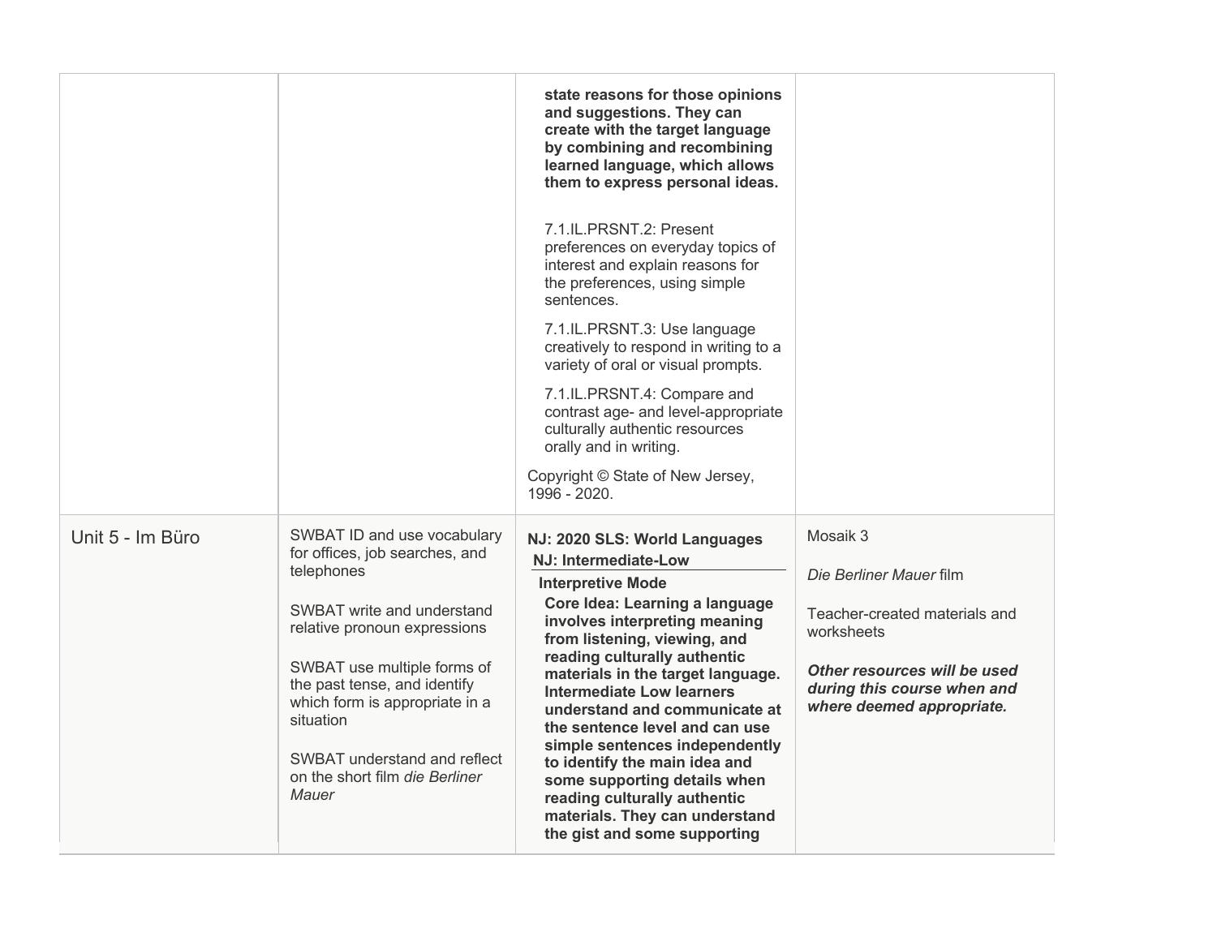| | | | |
|---|---|---|---|
| | | **state reasons for those opinions and suggestions. They can create with the target language by combining and recombining learned language, which allows them to express personal ideas.**<br><br>7.1.IL.PRSNT.2: Present preferences on everyday topics of interest and explain reasons for the preferences, using simple sentences.<br><br>7.1.IL.PRSNT.3: Use language creatively to respond in writing to a variety of oral or visual prompts.<br><br>7.1.IL.PRSNT.4: Compare and contrast age- and level-appropriate culturally authentic resources orally and in writing.<br><br>Copyright © State of New Jersey, 1996 - 2020. | |
| Unit 5 - Im Büro | SWBAT ID and use vocabulary for offices, job searches, and telephones<br><br>SWBAT write and understand relative pronoun expressions<br><br>SWBAT use multiple forms of the past tense, and identify which form is appropriate in a situation<br><br>SWBAT understand and reflect on the short film *die Berliner Mauer* | **NJ: 2020 SLS: World Languages**<br>**NJ: Intermediate-Low**<br><br>**Interpretive Mode**<br>**Core Idea: Learning a language involves interpreting meaning from listening, viewing, and reading culturally authentic materials in the target language. Intermediate Low learners understand and communicate at the sentence level and can use simple sentences independently to identify the main idea and some supporting details when reading culturally authentic materials. They can understand the gist and some supporting** | Mosaik 3<br><br>*Die Berliner Mauer* film<br><br>Teacher-created materials and worksheets<br><br>***Other resources will be used during this course when and where deemed appropriate.*** |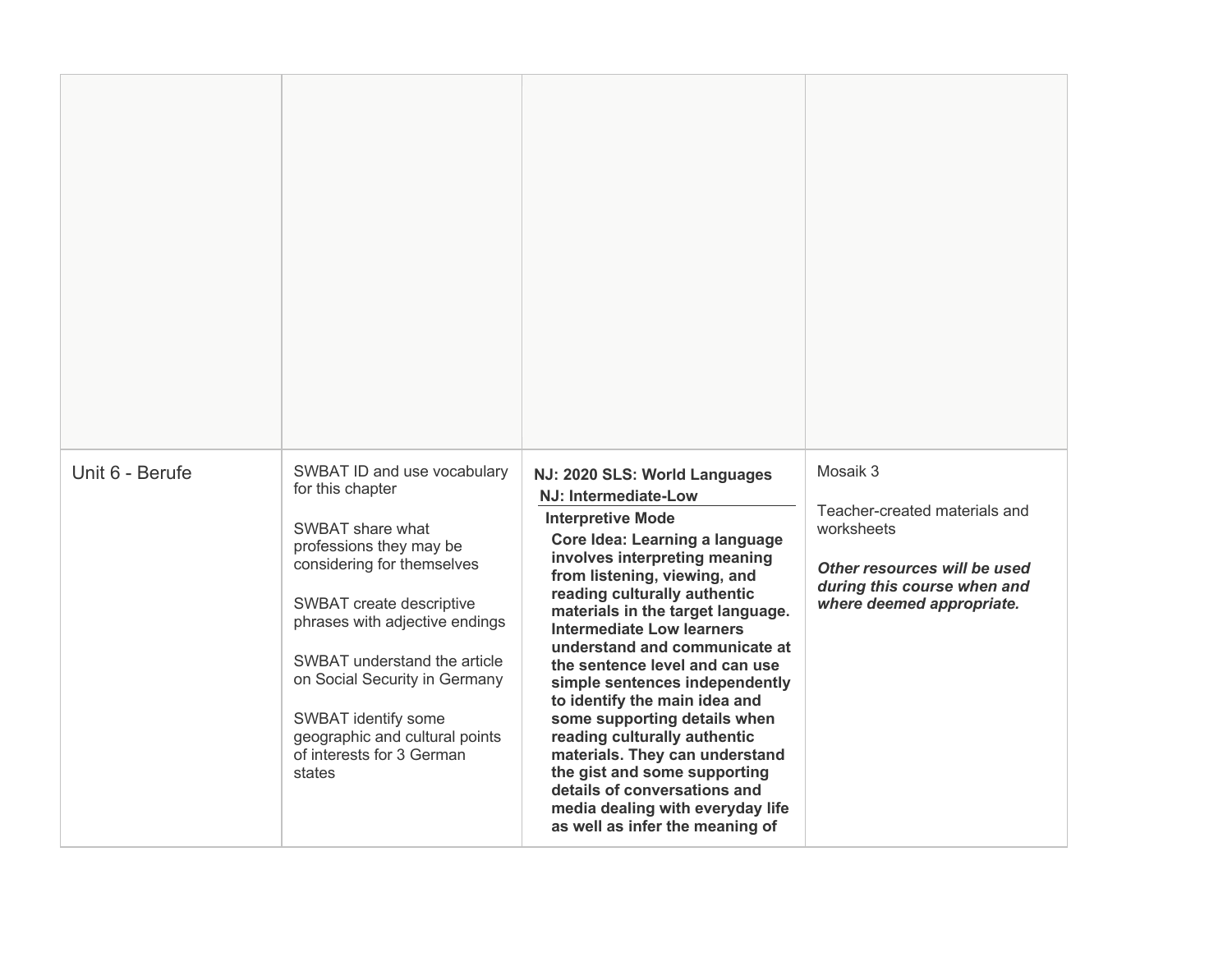| | | | |
|---|---|---|---|
| | | | |
| Unit 6 - Berufe | SWBAT ID and use vocabulary for this chapter<br><br>SWBAT share what professions they may be considering for themselves<br><br>SWBAT create descriptive phrases with adjective endings<br><br>SWBAT understand the article on Social Security in Germany<br><br>SWBAT identify some geographic and cultural points of interests for 3 German states | **NJ: 2020 SLS: World Languages**<br>**NJ: Intermediate-Low**<br>**Interpretive Mode**<br>**Core Idea: Learning a language involves interpreting meaning from listening, viewing, and reading culturally authentic materials in the target language. Intermediate Low learners understand and communicate at the sentence level and can use simple sentences independently to identify the main idea and some supporting details when reading culturally authentic materials. They can understand the gist and some supporting details of conversations and media dealing with everyday life as well as infer the meaning of** | Mosaik 3<br><br>Teacher-created materials and worksheets<br><br>***Other resources will be used during this course when and where deemed appropriate.*** |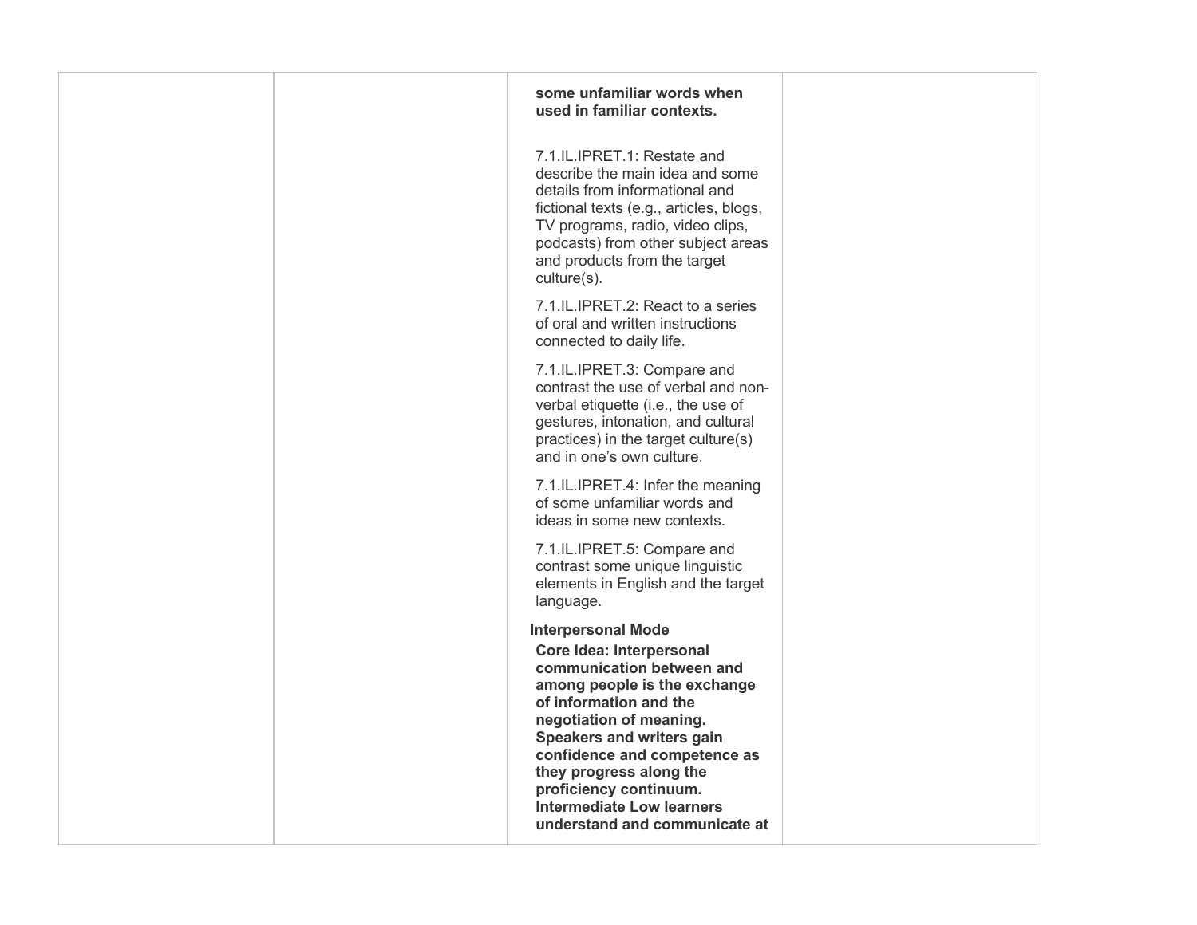| | | | |
|---|---|---|---|
| | | **some unfamiliar words when used in familiar contexts.**<br><br>7.1.IL.IPRET.1: Restate and describe the main idea and some details from informational and fictional texts (e.g., articles, blogs, TV programs, radio, video clips, podcasts) from other subject areas and products from the target culture(s).<br><br>7.1.IL.IPRET.2: React to a series of oral and written instructions connected to daily life.<br><br>7.1.IL.IPRET.3: Compare and contrast the use of verbal and non-verbal etiquette (i.e., the use of gestures, intonation, and cultural practices) in the target culture(s) and in one's own culture.<br><br>7.1.IL.IPRET.4: Infer the meaning of some unfamiliar words and ideas in some new contexts.<br><br>7.1.IL.IPRET.5: Compare and contrast some unique linguistic elements in English and the target language.<br><br>**Interpersonal Mode**<br>**Core Idea: Interpersonal communication between and among people is the exchange of information and the negotiation of meaning. Speakers and writers gain confidence and competence as they progress along the proficiency continuum. Intermediate Low learners understand and communicate at** | |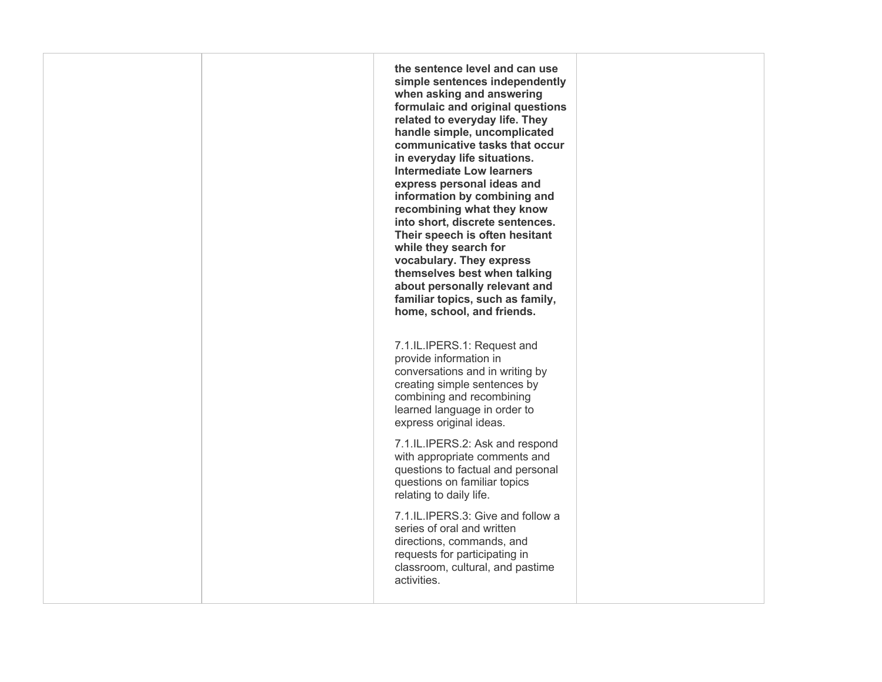| | | | |
|---|---|---|---|
| | | **the sentence level and can use simple sentences independently when asking and answering formulaic and original questions related to everyday life. They handle simple, uncomplicated communicative tasks that occur in everyday life situations. Intermediate Low learners express personal ideas and information by combining and recombining what they know into short, discrete sentences. Their speech is often hesitant while they search for vocabulary. They express themselves best when talking about personally relevant and familiar topics, such as family, home, school, and friends.**<br><br>7.1.IL.IPERS.1: Request and provide information in conversations and in writing by creating simple sentences by combining and recombining learned language in order to express original ideas.<br><br>7.1.IL.IPERS.2: Ask and respond with appropriate comments and questions to factual and personal questions on familiar topics relating to daily life.<br><br>7.1.IL.IPERS.3: Give and follow a series of oral and written directions, commands, and requests for participating in classroom, cultural, and pastime activities. | |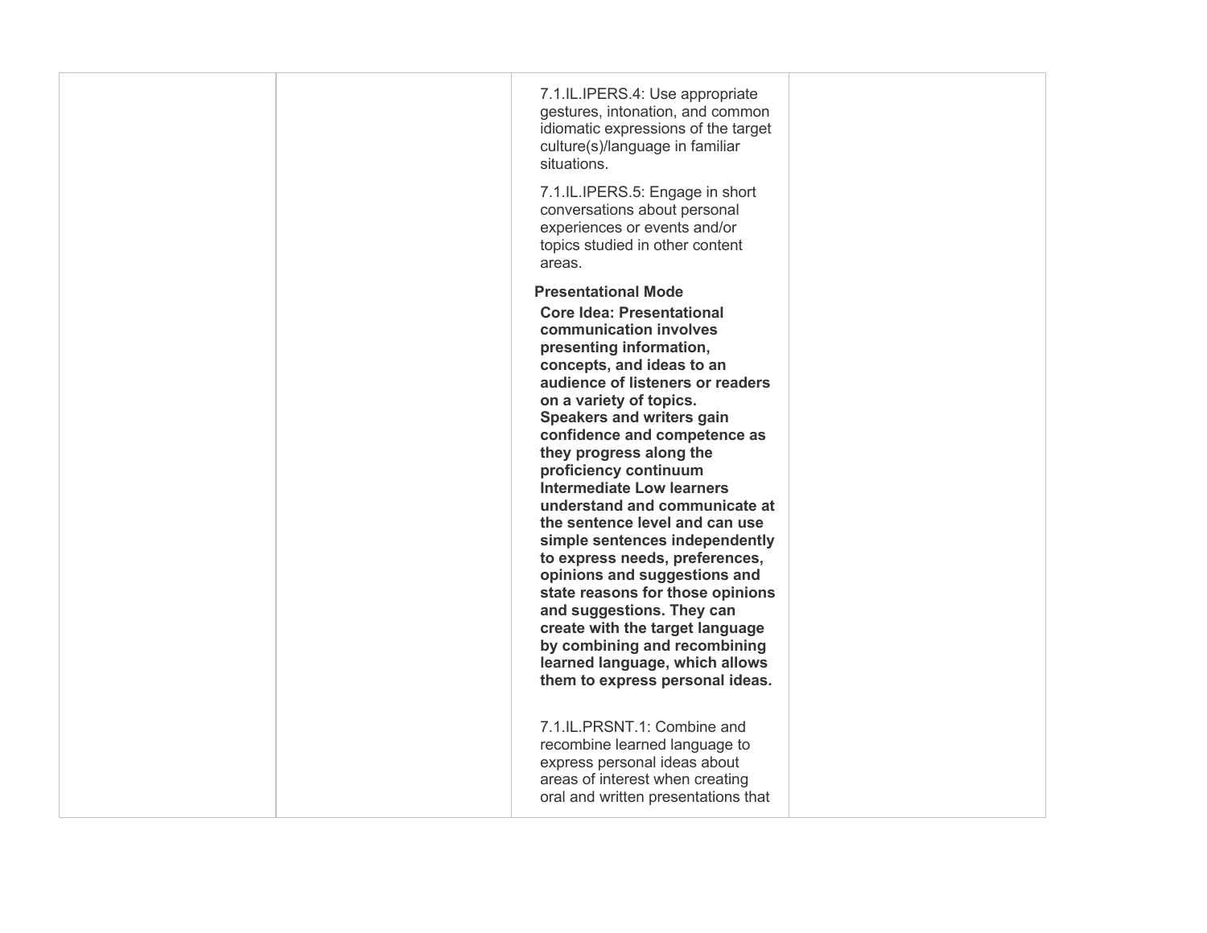|  |  |  |  |
|---|---|---|---|
|  |  | 7.1.IL.IPERS.4: Use appropriate gestures, intonation, and common idiomatic expressions of the target culture(s)/language in familiar situations.<br><br>7.1.IL.IPERS.5: Engage in short conversations about personal experiences or events and/or topics studied in other content areas.<br><br>**Presentational Mode**<br>**Core Idea: Presentational communication involves presenting information, concepts, and ideas to an audience of listeners or readers on a variety of topics. Speakers and writers gain confidence and competence as they progress along the proficiency continuum Intermediate Low learners understand and communicate at the sentence level and can use simple sentences independently to express needs, preferences, opinions and suggestions and state reasons for those opinions and suggestions. They can create with the target language by combining and recombining learned language, which allows them to express personal ideas.**<br><br>7.1.IL.PRSNT.1: Combine and recombine learned language to express personal ideas about areas of interest when creating oral and written presentations that |  |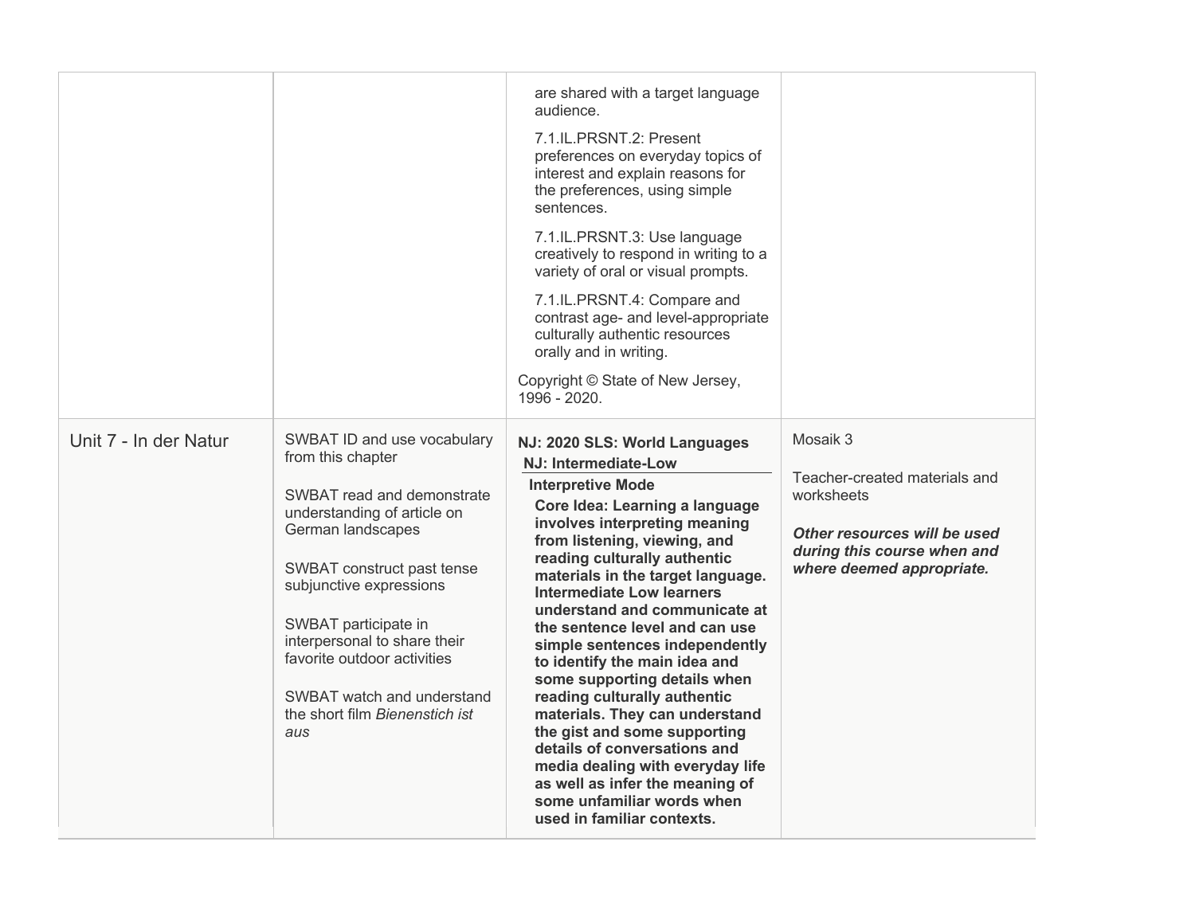| | | | |
|---|---|---|---|
| | | are shared with a target language audience.<br><br>7.1.IL.PRSNT.2: Present preferences on everyday topics of interest and explain reasons for the preferences, using simple sentences.<br><br>7.1.IL.PRSNT.3: Use language creatively to respond in writing to a variety of oral or visual prompts.<br><br>7.1.IL.PRSNT.4: Compare and contrast age- and level-appropriate culturally authentic resources orally and in writing.<br><br>Copyright © State of New Jersey, 1996 - 2020. | |
| Unit 7 - In der Natur | SWBAT ID and use vocabulary from this chapter<br><br>SWBAT read and demonstrate understanding of article on German landscapes<br><br>SWBAT construct past tense subjunctive expressions<br><br>SWBAT participate in interpersonal to share their favorite outdoor activities<br><br>SWBAT watch and understand the short film *Bienenstich ist aus* | **NJ: 2020 SLS: World Languages**<br>**NJ: Intermediate-Low**<br>**Interpretive Mode**<br>**Core Idea: Learning a language involves interpreting meaning from listening, viewing, and reading culturally authentic materials in the target language. Intermediate Low learners understand and communicate at the sentence level and can use simple sentences independently to identify the main idea and some supporting details when reading culturally authentic materials. They can understand the gist and some supporting details of conversations and media dealing with everyday life as well as infer the meaning of some unfamiliar words when used in familiar contexts.** | Mosaik 3<br><br>Teacher-created materials and worksheets<br><br>***Other resources will be used during this course when and where deemed appropriate.*** |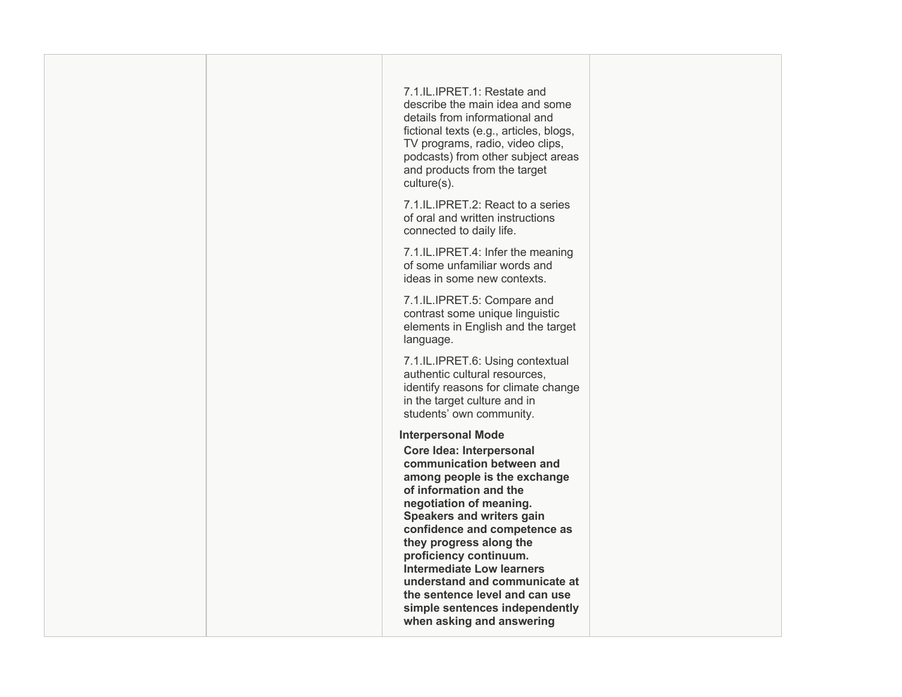| | | | |
|---|---|---|---|
| | | 7.1.IL.IPRET.1: Restate and describe the main idea and some details from informational and fictional texts (e.g., articles, blogs, TV programs, radio, video clips, podcasts) from other subject areas and products from the target culture(s).<br><br>7.1.IL.IPRET.2: React to a series of oral and written instructions connected to daily life.<br><br>7.1.IL.IPRET.4: Infer the meaning of some unfamiliar words and ideas in some new contexts.<br><br>7.1.IL.IPRET.5: Compare and contrast some unique linguistic elements in English and the target language.<br><br>7.1.IL.IPRET.6: Using contextual authentic cultural resources, identify reasons for climate change in the target culture and in students' own community.<br><br>**Interpersonal Mode**<br><br>**Core Idea: Interpersonal communication between and among people is the exchange of information and the negotiation of meaning. Speakers and writers gain confidence and competence as they progress along the proficiency continuum. Intermediate Low learners understand and communicate at the sentence level and can use simple sentences independently when asking and answering** | |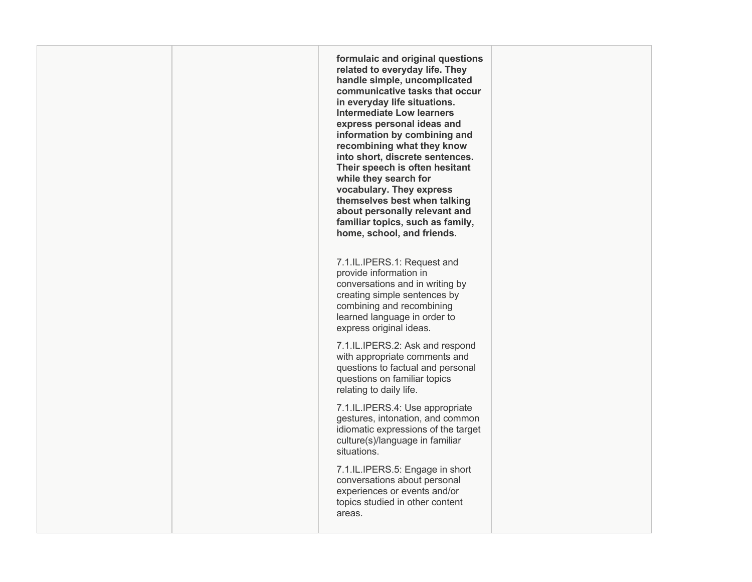| | | | |
|---|---|---|---|
| | | **formulaic and original questions related to everyday life. They handle simple, uncomplicated communicative tasks that occur in everyday life situations. Intermediate Low learners express personal ideas and information by combining and recombining what they know into short, discrete sentences. Their speech is often hesitant while they search for vocabulary. They express themselves best when talking about personally relevant and familiar topics, such as family, home, school, and friends.**<br><br>7.1.IL.IPERS.1: Request and provide information in conversations and in writing by creating simple sentences by combining and recombining learned language in order to express original ideas.<br><br>7.1.IL.IPERS.2: Ask and respond with appropriate comments and questions to factual and personal questions on familiar topics relating to daily life.<br><br>7.1.IL.IPERS.4: Use appropriate gestures, intonation, and common idiomatic expressions of the target culture(s)/language in familiar situations.<br><br>7.1.IL.IPERS.5: Engage in short conversations about personal experiences or events and/or topics studied in other content areas. | |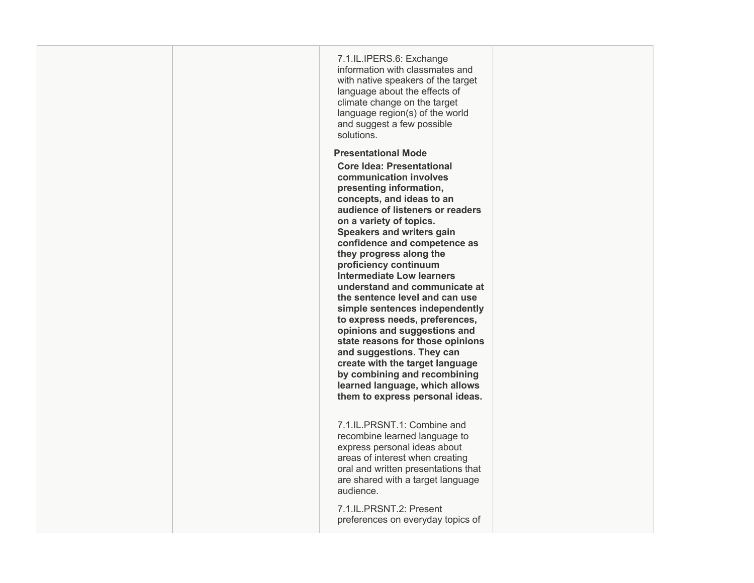| | | | |
|---|---|---|---|
| | | 7.1.IL.IPERS.6: Exchange information with classmates and with native speakers of the target language about the effects of climate change on the target language region(s) of the world and suggest a few possible solutions.<br><br>**Presentational Mode**<br>**Core Idea: Presentational communication involves presenting information, concepts, and ideas to an audience of listeners or readers on a variety of topics. Speakers and writers gain confidence and competence as they progress along the proficiency continuum Intermediate Low learners understand and communicate at the sentence level and can use simple sentences independently to express needs, preferences, opinions and suggestions and state reasons for those opinions and suggestions. They can create with the target language by combining and recombining learned language, which allows them to express personal ideas.**<br><br>7.1.IL.PRSNT.1: Combine and recombine learned language to express personal ideas about areas of interest when creating oral and written presentations that are shared with a target language audience.<br><br>7.1.IL.PRSNT.2: Present preferences on everyday topics of | |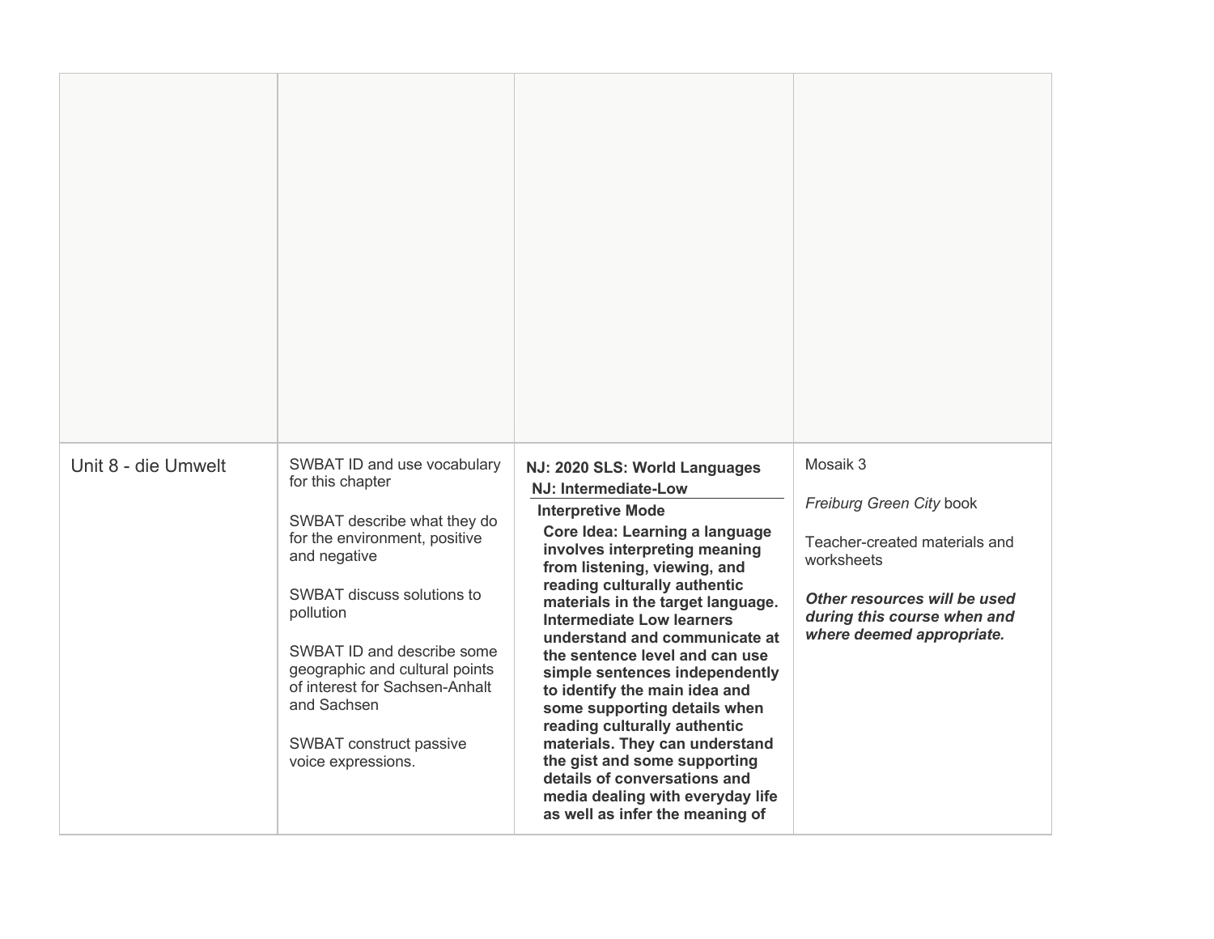| | | | |
|---|---|---|---|
| | | | |
| Unit 8 - die Umwelt | SWBAT ID and use vocabulary for this chapter<br><br>SWBAT describe what they do for the environment, positive and negative<br><br>SWBAT discuss solutions to pollution<br><br>SWBAT ID and describe some geographic and cultural points of interest for Sachsen-Anhalt and Sachsen<br><br>SWBAT construct passive voice expressions. | **NJ: 2020 SLS: World Languages**<br>**NJ: Intermediate-Low**<br>**Interpretive Mode**<br>**Core Idea: Learning a language involves interpreting meaning from listening, viewing, and reading culturally authentic materials in the target language. Intermediate Low learners understand and communicate at the sentence level and can use simple sentences independently to identify the main idea and some supporting details when reading culturally authentic materials. They can understand the gist and some supporting details of conversations and media dealing with everyday life as well as infer the meaning of** | Mosaik 3<br><br>*Freiburg Green City* book<br><br>Teacher-created materials and worksheets<br><br>***Other resources will be used during this course when and where deemed appropriate.*** |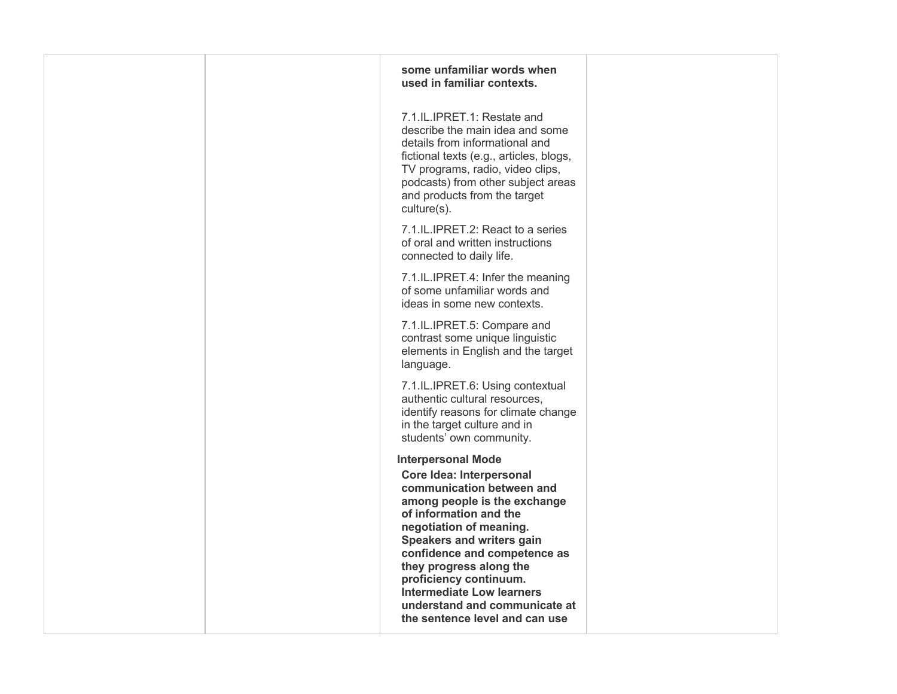| | | **some unfamiliar words when used in familiar contexts.**<br><br>7.1.IL.IPRET.1: Restate and describe the main idea and some details from informational and fictional texts (e.g., articles, blogs, TV programs, radio, video clips, podcasts) from other subject areas and products from the target culture(s).<br><br>7.1.IL.IPRET.2: React to a series of oral and written instructions connected to daily life.<br><br>7.1.IL.IPRET.4: Infer the meaning of some unfamiliar words and ideas in some new contexts.<br><br>7.1.IL.IPRET.5: Compare and contrast some unique linguistic elements in English and the target language.<br><br>7.1.IL.IPRET.6: Using contextual authentic cultural resources, identify reasons for climate change in the target culture and in students' own community.<br><br>**Interpersonal Mode**<br>**Core Idea: Interpersonal communication between and among people is the exchange of information and the negotiation of meaning. Speakers and writers gain confidence and competence as they progress along the proficiency continuum. Intermediate Low learners understand and communicate at the sentence level and can use** | |
|---|---|---|---|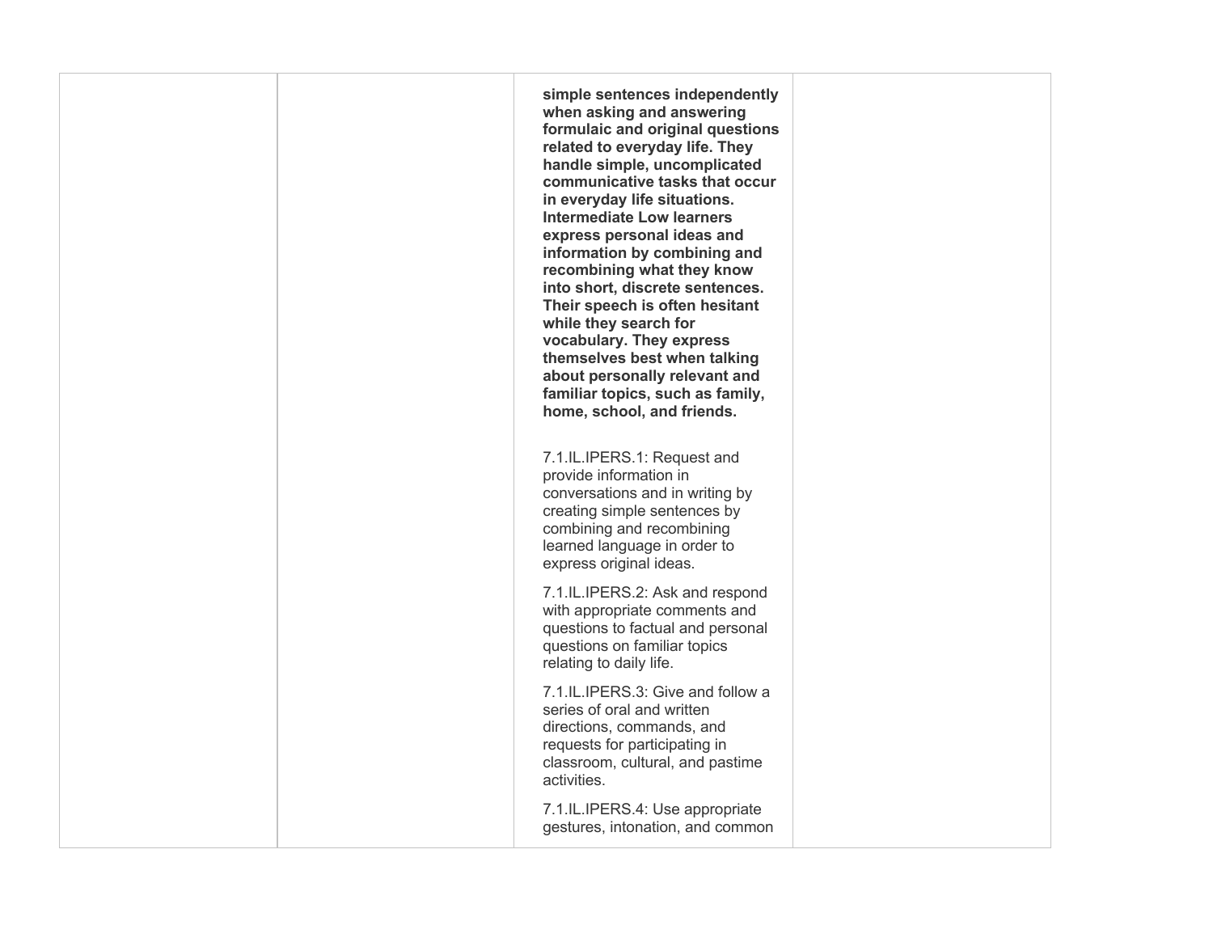| | | | |
|---|---|---|---|
| | | **simple sentences independently when asking and answering formulaic and original questions related to everyday life. They handle simple, uncomplicated communicative tasks that occur in everyday life situations. Intermediate Low learners express personal ideas and information by combining and recombining what they know into short, discrete sentences. Their speech is often hesitant while they search for vocabulary. They express themselves best when talking about personally relevant and familiar topics, such as family, home, school, and friends.**<br><br>7.1.IL.IPERS.1: Request and provide information in conversations and in writing by creating simple sentences by combining and recombining learned language in order to express original ideas.<br><br>7.1.IL.IPERS.2: Ask and respond with appropriate comments and questions to factual and personal questions on familiar topics relating to daily life.<br><br>7.1.IL.IPERS.3: Give and follow a series of oral and written directions, commands, and requests for participating in classroom, cultural, and pastime activities.<br><br>7.1.IL.IPERS.4: Use appropriate gestures, intonation, and common | |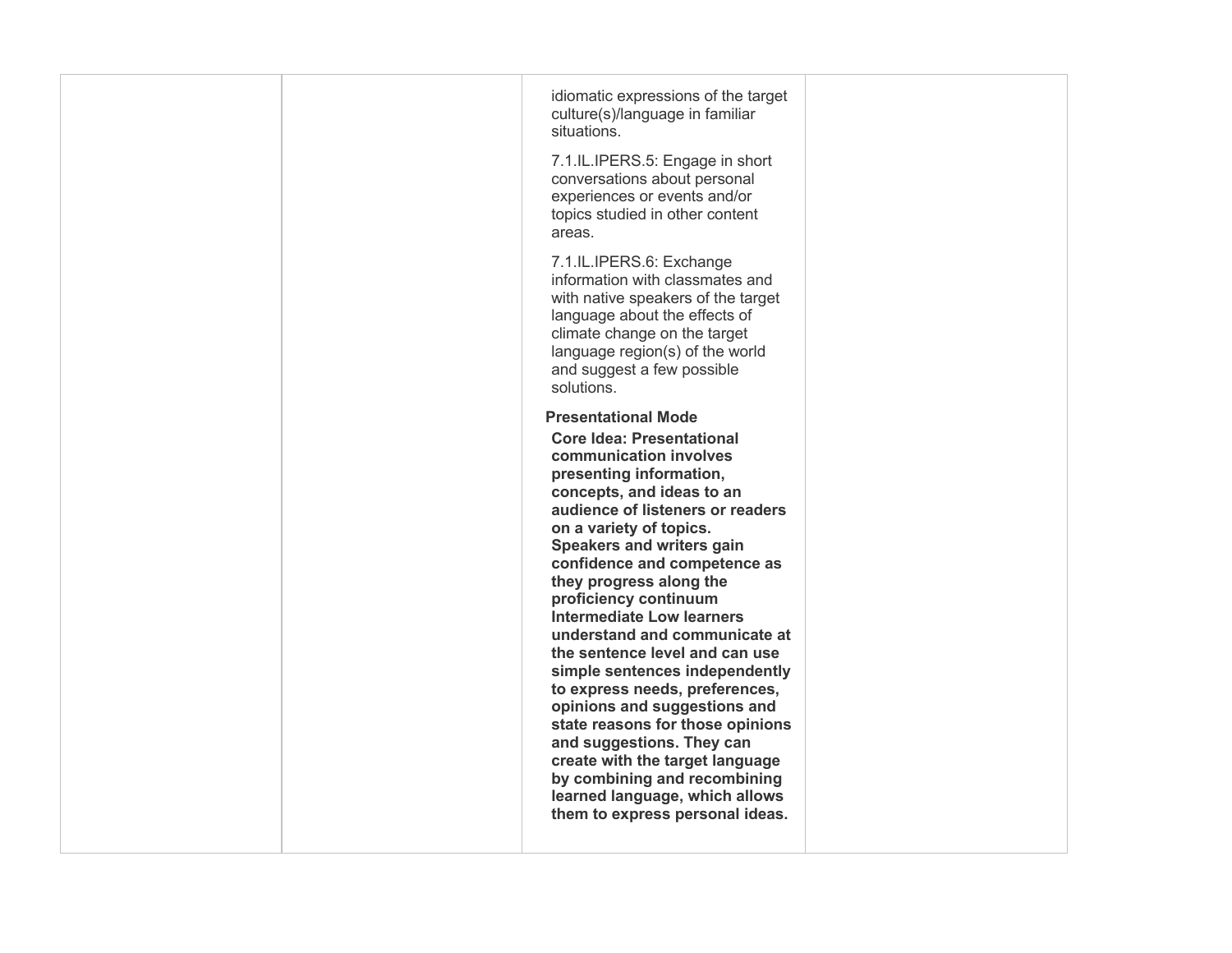| | | | |
|---|---|---|---|
| | | idiomatic expressions of the target culture(s)/language in familiar situations.<br><br>7.1.IL.IPERS.5: Engage in short conversations about personal experiences or events and/or topics studied in other content areas.<br><br>7.1.IL.IPERS.6: Exchange information with classmates and with native speakers of the target language about the effects of climate change on the target language region(s) of the world and suggest a few possible solutions.<br><br>**Presentational Mode**<br>**Core Idea: Presentational communication involves presenting information, concepts, and ideas to an audience of listeners or readers on a variety of topics. Speakers and writers gain confidence and competence as they progress along the proficiency continuum Intermediate Low learners understand and communicate at the sentence level and can use simple sentences independently to express needs, preferences, opinions and suggestions and state reasons for those opinions and suggestions. They can create with the target language by combining and recombining learned language, which allows them to express personal ideas.** | |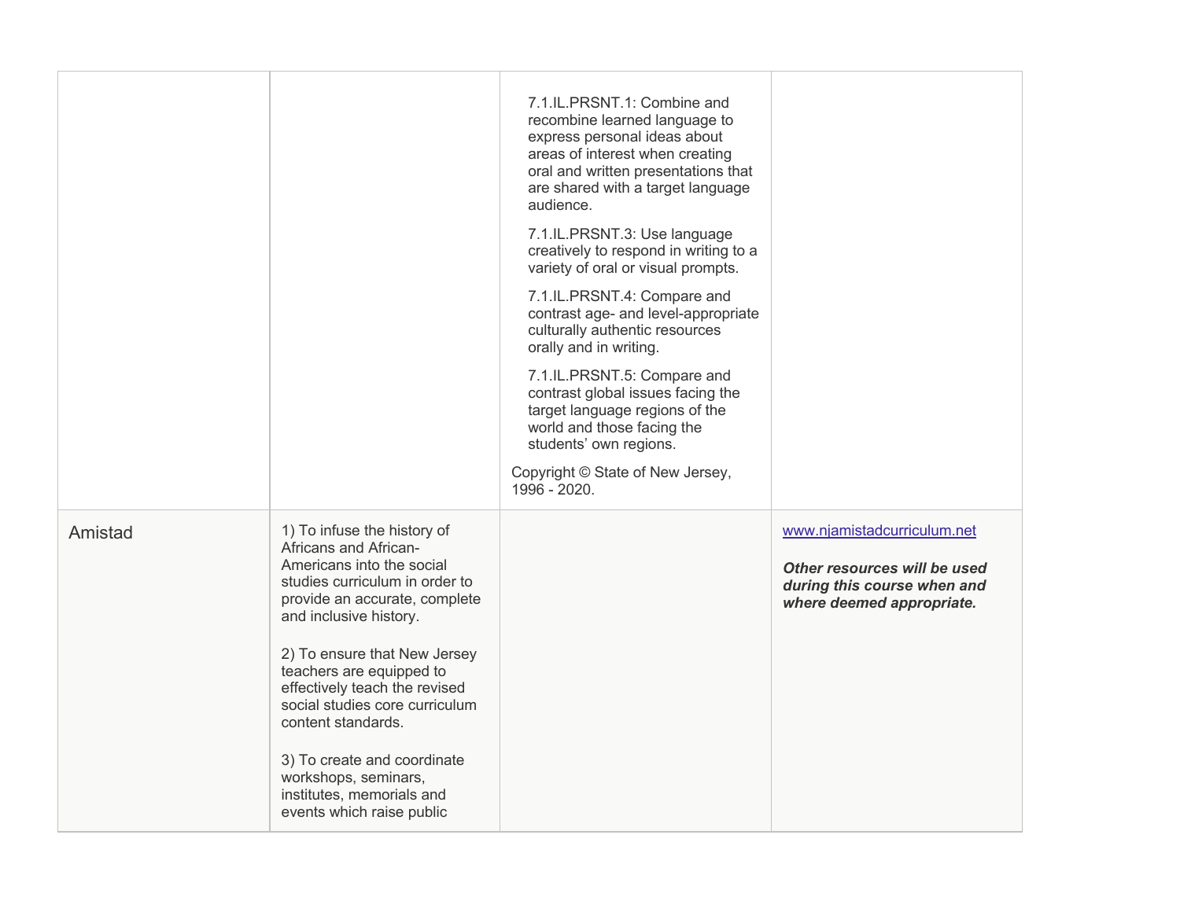| | | | |
|---|---|---|---|
| | | 7.1.IL.PRSNT.1: Combine and recombine learned language to express personal ideas about areas of interest when creating oral and written presentations that are shared with a target language audience.<br><br>7.1.IL.PRSNT.3: Use language creatively to respond in writing to a variety of oral or visual prompts.<br><br>7.1.IL.PRSNT.4: Compare and contrast age- and level-appropriate culturally authentic resources orally and in writing.<br><br>7.1.IL.PRSNT.5: Compare and contrast global issues facing the target language regions of the world and those facing the students' own regions.<br><br>Copyright © State of New Jersey, 1996 - 2020. | |
| Amistad | 1) To infuse the history of Africans and African-Americans into the social studies curriculum in order to provide an accurate, complete and inclusive history.<br><br>2) To ensure that New Jersey teachers are equipped to effectively teach the revised social studies core curriculum content standards.<br><br>3) To create and coordinate workshops, seminars, institutes, memorials and events which raise public | | www.njamistadcurriculum.net<br><br>***Other resources will be used during this course when and where deemed appropriate.*** |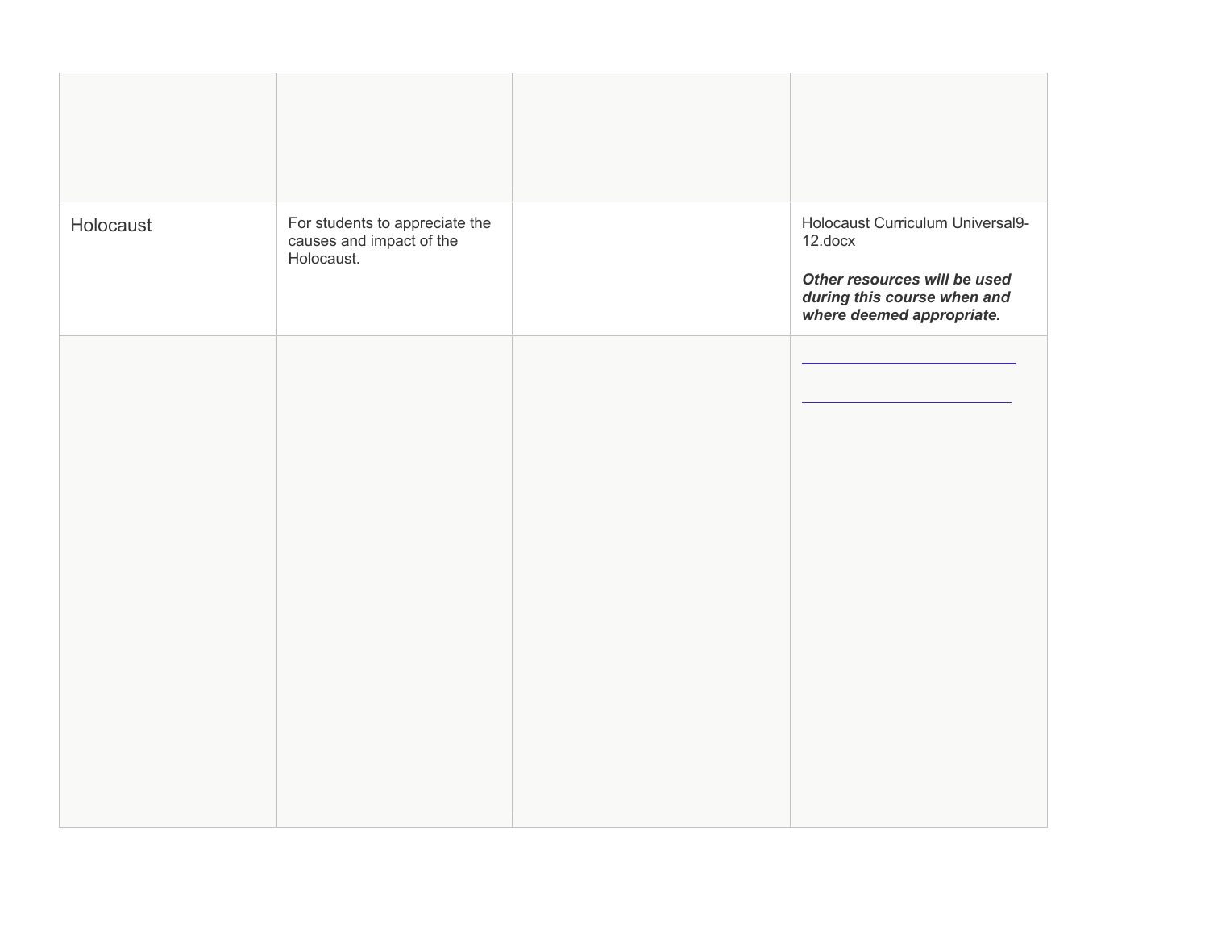| | | | |
|---|---|---|---|
| Holocaust | For students to appreciate the causes and impact of the Holocaust. | | Holocaust Curriculum Universal9-12.docx<br><br>***Other resources will be used during this course when and where deemed appropriate.*** |
| | | | |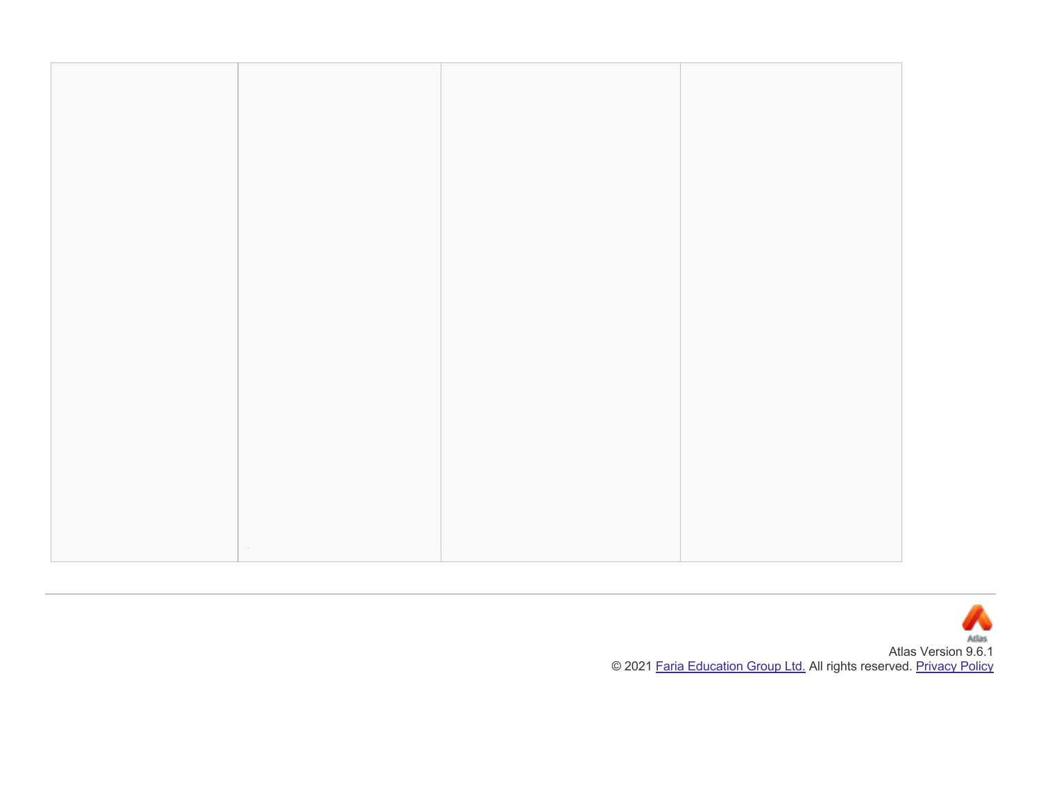| | | | |
|---|---|---|---|
| | | | |

Atlas Version 9.6.1
© 2021 Faria Education Group Ltd. All rights reserved. Privacy Policy